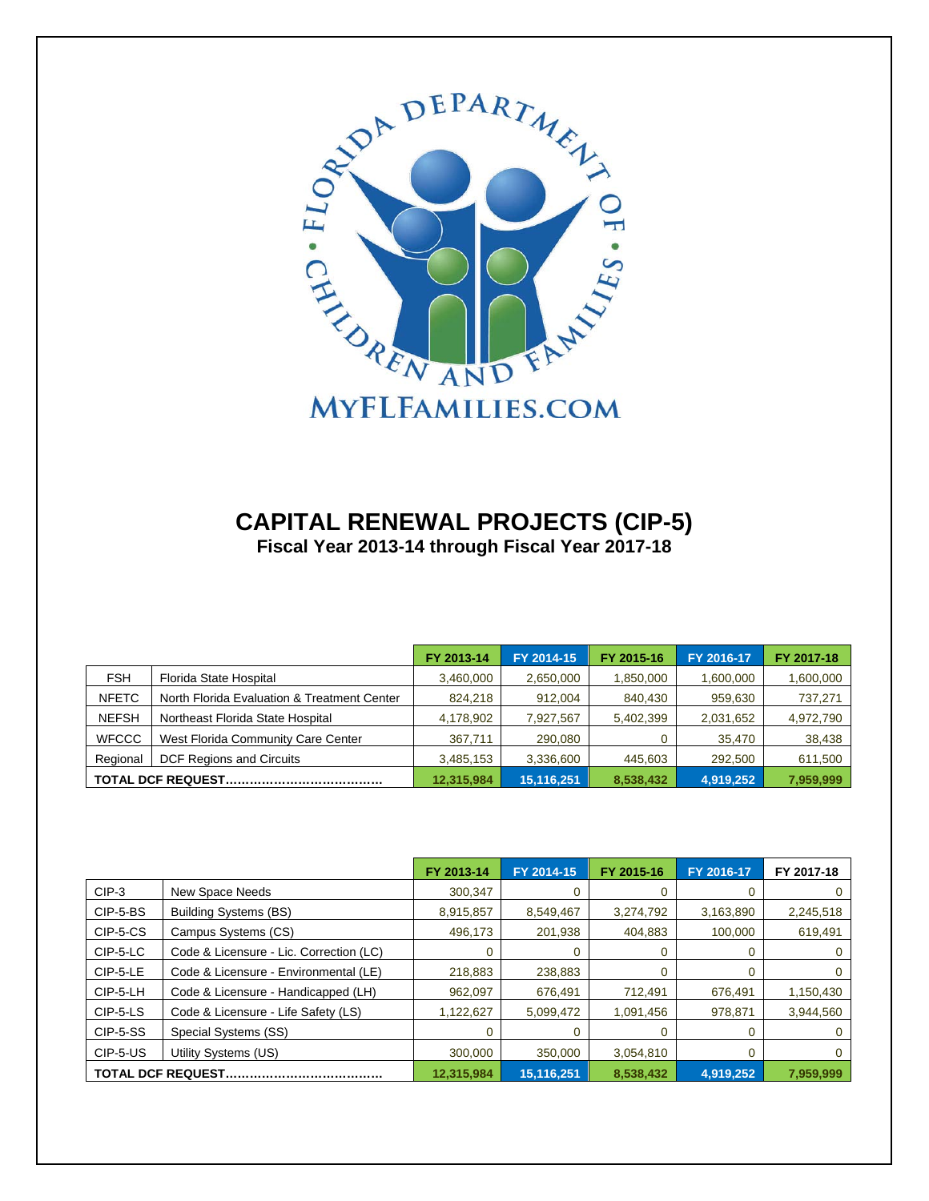FLORIDA DEPARTMENT OF CHILDREN AND FAMILIES

MYFLFAMILIES.COM

# CAPITAL RENEWAL PROJECTS (CIP-5)

## Fiscal Year 2013-14 through Fiscal Year 2017-18

| | | FY 2013-14 | FY 2014-15 | FY 2015-16 | FY 2016-17 | FY 2017-18 |
|---|---|---|---|---|---|---|
| FSH | Florida State Hospital | 3,460,000 | 2,650,000 | 1,850,000 | 1,600,000 | 1,600,000 |
| NFETC | North Florida Evaluation & Treatment Center | 824,218 | 912,004 | 840,430 | 959,630 | 737,271 |
| NEFSH | Northeast Florida State Hospital | 4,178,902 | 7,927,567 | 5,402,399 | 2,031,652 | 4,972,790 |
| WFCCC | West Florida Community Care Center | 367,711 | 290,080 | 0 | 35,470 | 38,438 |
| Regional | DCF Regions and Circuits | 3,485,153 | 3,336,600 | 445,603 | 292,500 | 611,500 |
| **TOTAL DCF REQUEST……………………………….** | | **12,315,984** | **15,116,251** | **8,538,432** | **4,919,252** | **7,959,999** |

| | | FY 2013-14 | FY 2014-15 | FY 2015-16 | FY 2016-17 | FY 2017-18 |
|---|---|---|---|---|---|---|
| CIP-3 | New Space Needs | 300,347 | 0 | 0 | 0 | 0 |
| CIP-5-BS | Building Systems (BS) | 8,915,857 | 8,549,467 | 3,274,792 | 3,163,890 | 2,245,518 |
| CIP-5-CS | Campus Systems (CS) | 496,173 | 201,938 | 404,883 | 100,000 | 619,491 |
| CIP-5-LC | Code & Licensure - Lic. Correction (LC) | 0 | 0 | 0 | 0 | 0 |
| CIP-5-LE | Code & Licensure - Environmental (LE) | 218,883 | 238,883 | 0 | 0 | 0 |
| CIP-5-LH | Code & Licensure - Handicapped (LH) | 962,097 | 676,491 | 712,491 | 676,491 | 1,150,430 |
| CIP-5-LS | Code & Licensure - Life Safety (LS) | 1,122,627 | 5,099,472 | 1,091,456 | 978,871 | 3,944,560 |
| CIP-5-SS | Special Systems (SS) | 0 | 0 | 0 | 0 | 0 |
| CIP-5-US | Utility Systems (US) | 300,000 | 350,000 | 3,054,810 | 0 | 0 |
| **TOTAL DCF REQUEST……………………………….** | | **12,315,984** | **15,116,251** | **8,538,432** | **4,919,252** | **7,959,999** |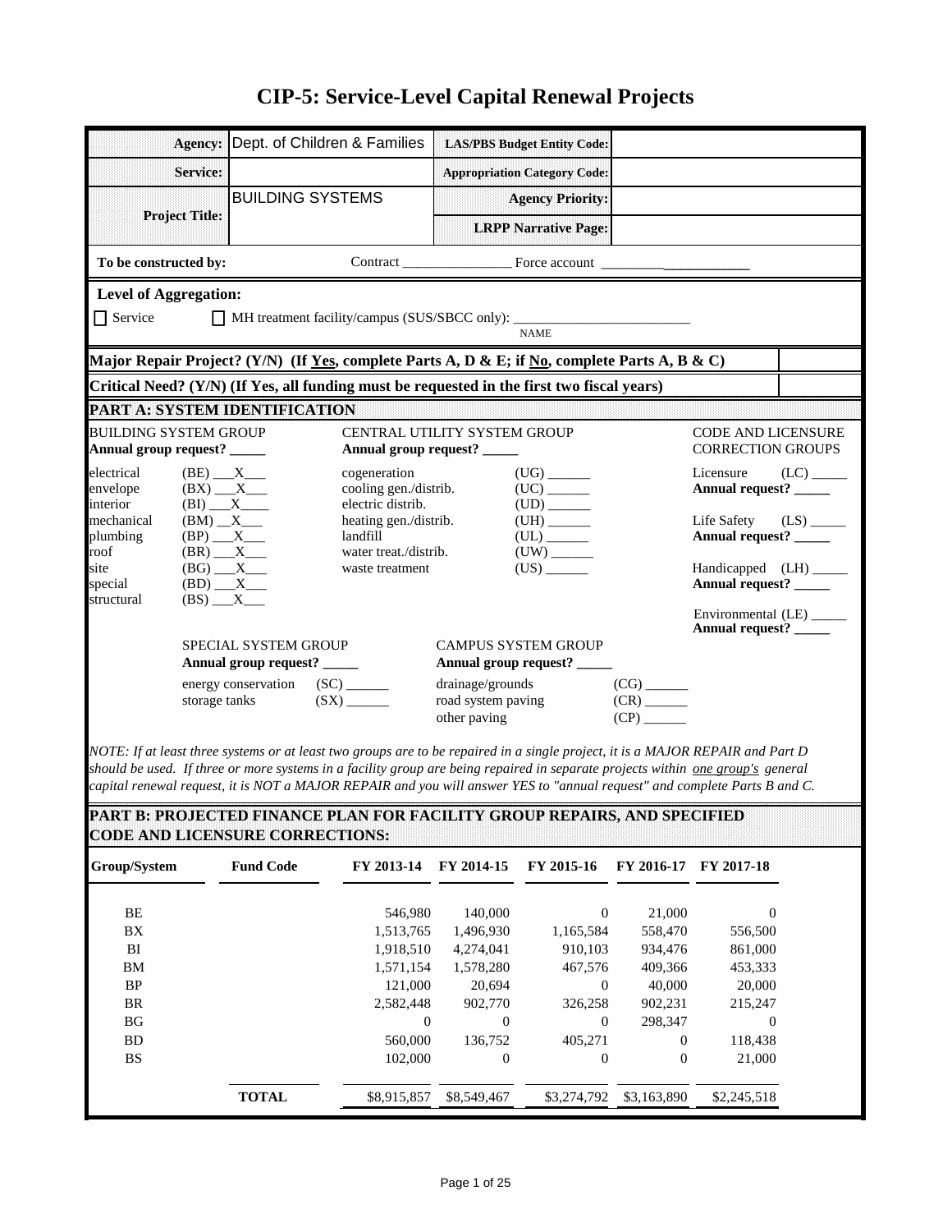# CIP-5: Service-Level Capital Renewal Projects

| | | | |
|---|---|---|---|
| **Agency:** | Dept. of Children & Families | **LAS/PBS Budget Entity Code:** | |
| **Service:** | | **Appropriation Category Code:** | |
| **Project Title:** | BUILDING SYSTEMS | **Agency Priority:** | |
| | | **LRPP Narrative Page:** | |

**To be constructed by:** Contract ________________ Force account ____________________

**Level of Aggregation:**

☐ Service ☐ MH treatment facility/campus (SUS/SBCC only): __________________________ NAME

| | |
|---|---|
| **Major Repair Project? (Y/N) (If Yes, complete Parts A, D & E; if No, complete Parts A, B & C)** | |
| **Critical Need? (Y/N) (If Yes, all funding must be requested in the first two fiscal years)** | |

## PART A: SYSTEM IDENTIFICATION

**BUILDING SYSTEM GROUP**
**Annual group request? _____**

- electrical (BE) \_\_\_X\_\_\_
- envelope (BX) \_\_\_X\_\_\_
- interior (BI) \_\_\_X\_\_\_\_
- mechanical (BM) \_\_X\_\_\_
- plumbing (BP) \_\_\_X\_\_\_
- roof (BR) \_\_\_X\_\_\_
- site (BG) \_\_\_X\_\_\_
- special (BD) \_\_\_X\_\_\_
- structural (BS) \_\_\_X\_\_\_

**CENTRAL UTILITY SYSTEM GROUP**
**Annual group request? _____**

- cogeneration (UG) ______
- cooling gen./distrib. (UC) ______
- electric distrib. (UD) ______
- heating gen./distrib. (UH) ______
- landfill (UL) ______
- water treat./distrib. (UW) ______
- waste treatment (US) ______

**CODE AND LICENSURE CORRECTION GROUPS**

- Licensure (LC) _____ **Annual request? _____**
- Life Safety (LS) _____ **Annual request? _____**
- Handicapped (LH) _____ **Annual request? _____**
- Environmental (LE) _____ **Annual request? _____**

**SPECIAL SYSTEM GROUP**
**Annual group request? _____**

- energy conservation (SC) ______
- storage tanks (SX) ______

**CAMPUS SYSTEM GROUP**
**Annual group request? _____**

- drainage/grounds (CG) ______
- road system paving (CR) ______
- other paving (CP) ______

*NOTE: If at least three systems or at least two groups are to be repaired in a single project, it is a MAJOR REPAIR and Part D should be used. If three or more systems in a facility group are being repaired in separate projects within one group's general capital renewal request, it is NOT a MAJOR REPAIR and you will answer YES to "annual request" and complete Parts B and C.*

## PART B: PROJECTED FINANCE PLAN FOR FACILITY GROUP REPAIRS, AND SPECIFIED CODE AND LICENSURE CORRECTIONS:

| Group/System | Fund Code | FY 2013-14 | FY 2014-15 | FY 2015-16 | FY 2016-17 | FY 2017-18 |
|---|---|---|---|---|---|---|
| BE | | 546,980 | 140,000 | 0 | 21,000 | 0 |
| BX | | 1,513,765 | 1,496,930 | 1,165,584 | 558,470 | 556,500 |
| BI | | 1,918,510 | 4,274,041 | 910,103 | 934,476 | 861,000 |
| BM | | 1,571,154 | 1,578,280 | 467,576 | 409,366 | 453,333 |
| BP | | 121,000 | 20,694 | 0 | 40,000 | 20,000 |
| BR | | 2,582,448 | 902,770 | 326,258 | 902,231 | 215,247 |
| BG | | 0 | 0 | 0 | 298,347 | 0 |
| BD | | 560,000 | 136,752 | 405,271 | 0 | 118,438 |
| BS | | 102,000 | 0 | 0 | 0 | 21,000 |
| | **TOTAL** | $8,915,857 | $8,549,467 | $3,274,792 | $3,163,890 | $2,245,518 |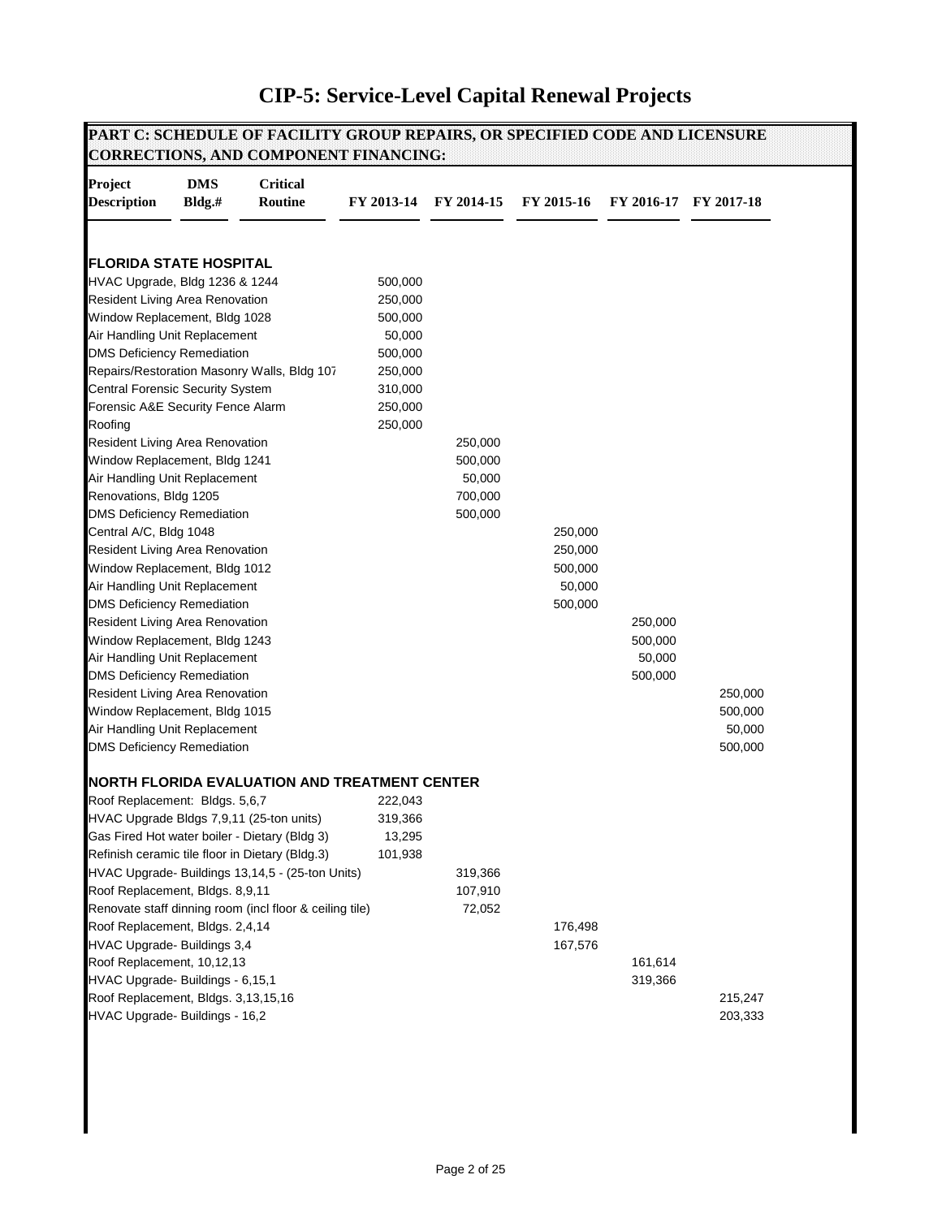# CIP-5: Service-Level Capital Renewal Projects

## PART C: SCHEDULE OF FACILITY GROUP REPAIRS, OR SPECIFIED CODE AND LICENSURE CORRECTIONS, AND COMPONENT FINANCING:

| Project Description | DMS Bldg.# | Critical Routine | FY 2013-14 | FY 2014-15 | FY 2015-16 | FY 2016-17 | FY 2017-18 |
|---|---|---|---|---|---|---|---|
| **FLORIDA STATE HOSPITAL** | | | | | | | |
| HVAC Upgrade, Bldg 1236 & 1244 | | | 500,000 | | | | |
| Resident Living Area Renovation | | | 250,000 | | | | |
| Window Replacement, Bldg 1028 | | | 500,000 | | | | |
| Air Handling Unit Replacement | | | 50,000 | | | | |
| DMS Deficiency Remediation | | | 500,000 | | | | |
| Repairs/Restoration Masonry Walls, Bldg 107 | | | 250,000 | | | | |
| Central Forensic Security System | | | 310,000 | | | | |
| Forensic A&E Security Fence Alarm | | | 250,000 | | | | |
| Roofing | | | 250,000 | | | | |
| Resident Living Area Renovation | | | | 250,000 | | | |
| Window Replacement, Bldg 1241 | | | | 500,000 | | | |
| Air Handling Unit Replacement | | | | 50,000 | | | |
| Renovations, Bldg 1205 | | | | 700,000 | | | |
| DMS Deficiency Remediation | | | | 500,000 | | | |
| Central A/C, Bldg 1048 | | | | | 250,000 | | |
| Resident Living Area Renovation | | | | | 250,000 | | |
| Window Replacement, Bldg 1012 | | | | | 500,000 | | |
| Air Handling Unit Replacement | | | | | 50,000 | | |
| DMS Deficiency Remediation | | | | | 500,000 | | |
| Resident Living Area Renovation | | | | | | 250,000 | |
| Window Replacement, Bldg 1243 | | | | | | 500,000 | |
| Air Handling Unit Replacement | | | | | | 50,000 | |
| DMS Deficiency Remediation | | | | | | 500,000 | |
| Resident Living Area Renovation | | | | | | | 250,000 |
| Window Replacement, Bldg 1015 | | | | | | | 500,000 |
| Air Handling Unit Replacement | | | | | | | 50,000 |
| DMS Deficiency Remediation | | | | | | | 500,000 |
| **NORTH FLORIDA EVALUATION AND TREATMENT CENTER** | | | | | | | |
| Roof Replacement: Bldgs. 5,6,7 | | | 222,043 | | | | |
| HVAC Upgrade Bldgs 7,9,11 (25-ton units) | | | 319,366 | | | | |
| Gas Fired Hot water boiler - Dietary (Bldg 3) | | | 13,295 | | | | |
| Refinish ceramic tile floor in Dietary (Bldg.3) | | | 101,938 | | | | |
| HVAC Upgrade- Buildings 13,14,5 - (25-ton Units) | | | | 319,366 | | | |
| Roof Replacement, Bldgs. 8,9,11 | | | | 107,910 | | | |
| Renovate staff dinning room (incl floor & ceiling tile) | | | | 72,052 | | | |
| Roof Replacement, Bldgs. 2,4,14 | | | | | 176,498 | | |
| HVAC Upgrade- Buildings 3,4 | | | | | 167,576 | | |
| Roof Replacement, 10,12,13 | | | | | | 161,614 | |
| HVAC Upgrade- Buildings - 6,15,1 | | | | | | 319,366 | |
| Roof Replacement, Bldgs. 3,13,15,16 | | | | | | | 215,247 |
| HVAC Upgrade- Buildings - 16,2 | | | | | | | 203,333 |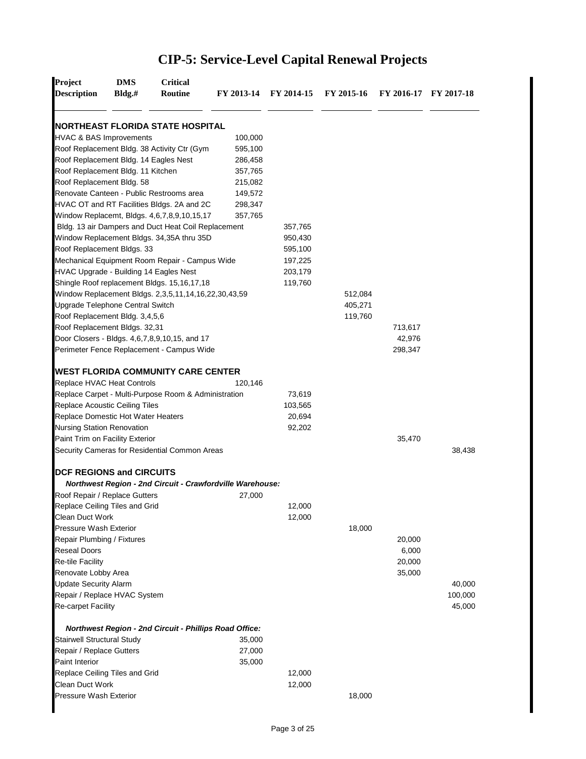# CIP-5: Service-Level Capital Renewal Projects

| Project Description | DMS Bldg.# | Critical Routine | FY 2013-14 | FY 2014-15 | FY 2015-16 | FY 2016-17 | FY 2017-18 |
|---|---|---|---|---|---|---|---|
| **NORTHEAST FLORIDA STATE HOSPITAL** | | | | | | | |
| HVAC & BAS Improvements | | | 100,000 | | | | |
| Roof Replacement Bldg. 38 Activity Ctr (Gym | | | 595,100 | | | | |
| Roof Replacement Bldg. 14 Eagles Nest | | | 286,458 | | | | |
| Roof Replacement Bldg. 11 Kitchen | | | 357,765 | | | | |
| Roof Replacement Bldg. 58 | | | 215,082 | | | | |
| Renovate Canteen - Public Restrooms area | | | 149,572 | | | | |
| HVAC OT and RT Facilities Bldgs. 2A and 2C | | | 298,347 | | | | |
| Window Replacemt, Bldgs. 4,6,7,8,9,10,15,17 | | | 357,765 | | | | |
| Bldg. 13 air Dampers and Duct Heat Coil Replacement | | | | 357,765 | | | |
| Window Replacement Bldgs. 34,35A thru 35D | | | | 950,430 | | | |
| Roof Replacement Bldgs. 33 | | | | 595,100 | | | |
| Mechanical Equipment Room Repair - Campus Wide | | | | 197,225 | | | |
| HVAC Upgrade - Building 14 Eagles Nest | | | | 203,179 | | | |
| Shingle Roof replacement Bldgs. 15,16,17,18 | | | | 119,760 | | | |
| Window Replacement Bldgs. 2,3,5,11,14,16,22,30,43,59 | | | | | 512,084 | | |
| Upgrade Telephone Central Switch | | | | | 405,271 | | |
| Roof Replacement Bldg. 3,4,5,6 | | | | | 119,760 | | |
| Roof Replacement Bldgs. 32,31 | | | | | | 713,617 | |
| Door Closers - Bldgs. 4,6,7,8,9,10,15, and 17 | | | | | | 42,976 | |
| Perimeter Fence Replacement - Campus Wide | | | | | | 298,347 | |
| **WEST FLORIDA COMMUNITY CARE CENTER** | | | | | | | |
| Replace HVAC Heat Controls | | | 120,146 | | | | |
| Replace Carpet - Multi-Purpose Room & Administration | | | | 73,619 | | | |
| Replace Acoustic Ceiling Tiles | | | | 103,565 | | | |
| Replace Domestic Hot Water Heaters | | | | 20,694 | | | |
| Nursing Station Renovation | | | | 92,202 | | | |
| Paint Trim on Facility Exterior | | | | | | 35,470 | |
| Security Cameras for Residential Common Areas | | | | | | | 38,438 |
| **DCF REGIONS and CIRCUITS** | | | | | | | |
| ***Northwest Region - 2nd Circuit - Crawfordville Warehouse:*** | | | | | | | |
| Roof Repair / Replace Gutters | | | 27,000 | | | | |
| Replace Ceiling Tiles and Grid | | | | 12,000 | | | |
| Clean Duct Work | | | | 12,000 | | | |
| Pressure Wash Exterior | | | | | 18,000 | | |
| Repair Plumbing / Fixtures | | | | | | 20,000 | |
| Reseal Doors | | | | | | 6,000 | |
| Re-tile Facility | | | | | | 20,000 | |
| Renovate Lobby Area | | | | | | 35,000 | |
| Update Security Alarm | | | | | | | 40,000 |
| Repair / Replace HVAC System | | | | | | | 100,000 |
| Re-carpet Facility | | | | | | | 45,000 |
| ***Northwest Region - 2nd Circuit - Phillips Road Office:*** | | | | | | | |
| Stairwell Structural Study | | | 35,000 | | | | |
| Repair / Replace Gutters | | | 27,000 | | | | |
| Paint Interior | | | 35,000 | | | | |
| Replace Ceiling Tiles and Grid | | | | 12,000 | | | |
| Clean Duct Work | | | | 12,000 | | | |
| Pressure Wash Exterior | | | | | 18,000 | | |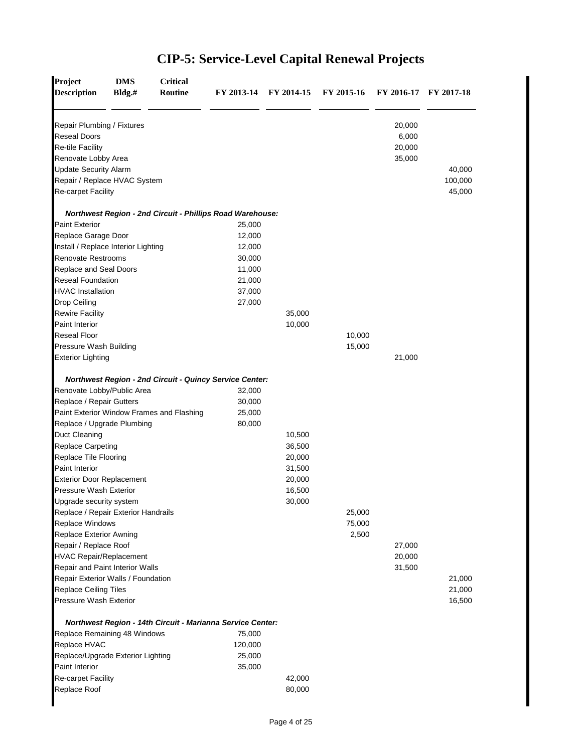# CIP-5: Service-Level Capital Renewal Projects

| Project Description | DMS Bldg.# | Critical Routine | FY 2013-14 | FY 2014-15 | FY 2015-16 | FY 2016-17 | FY 2017-18 |
|---|---|---|---|---|---|---|---|
| Repair Plumbing / Fixtures | | | | | | 20,000 | |
| Reseal Doors | | | | | | 6,000 | |
| Re-tile Facility | | | | | | 20,000 | |
| Renovate Lobby Area | | | | | | 35,000 | |
| Update Security Alarm | | | | | | | 40,000 |
| Repair / Replace HVAC System | | | | | | | 100,000 |
| Re-carpet Facility | | | | | | | 45,000 |
| ***Northwest Region - 2nd Circuit - Phillips Road Warehouse:*** | | | | | | | |
| Paint Exterior | | | 25,000 | | | | |
| Replace Garage Door | | | 12,000 | | | | |
| Install / Replace Interior Lighting | | | 12,000 | | | | |
| Renovate Restrooms | | | 30,000 | | | | |
| Replace and Seal Doors | | | 11,000 | | | | |
| Reseal Foundation | | | 21,000 | | | | |
| HVAC Installation | | | 37,000 | | | | |
| Drop Ceiling | | | 27,000 | | | | |
| Rewire Facility | | | | 35,000 | | | |
| Paint Interior | | | | 10,000 | | | |
| Reseal Floor | | | | | 10,000 | | |
| Pressure Wash Building | | | | | 15,000 | | |
| Exterior Lighting | | | | | | 21,000 | |
| ***Northwest Region - 2nd Circuit - Quincy Service Center:*** | | | | | | | |
| Renovate Lobby/Public Area | | | 32,000 | | | | |
| Replace / Repair Gutters | | | 30,000 | | | | |
| Paint Exterior Window Frames and Flashing | | | 25,000 | | | | |
| Replace / Upgrade Plumbing | | | 80,000 | | | | |
| Duct Cleaning | | | | 10,500 | | | |
| Replace Carpeting | | | | 36,500 | | | |
| Replace Tile Flooring | | | | 20,000 | | | |
| Paint Interior | | | | 31,500 | | | |
| Exterior Door Replacement | | | | 20,000 | | | |
| Pressure Wash Exterior | | | | 16,500 | | | |
| Upgrade security system | | | | 30,000 | | | |
| Replace / Repair Exterior Handrails | | | | | 25,000 | | |
| Replace Windows | | | | | 75,000 | | |
| Replace Exterior Awning | | | | | 2,500 | | |
| Repair / Replace Roof | | | | | | 27,000 | |
| HVAC Repair/Replacement | | | | | | 20,000 | |
| Repair and Paint Interior Walls | | | | | | 31,500 | |
| Repair Exterior Walls / Foundation | | | | | | | 21,000 |
| Replace Ceiling Tiles | | | | | | | 21,000 |
| Pressure Wash Exterior | | | | | | | 16,500 |
| ***Northwest Region - 14th Circuit - Marianna Service Center:*** | | | | | | | |
| Replace Remaining 48 Windows | | | 75,000 | | | | |
| Replace HVAC | | | 120,000 | | | | |
| Replace/Upgrade Exterior Lighting | | | 25,000 | | | | |
| Paint Interior | | | 35,000 | | | | |
| Re-carpet Facility | | | | 42,000 | | | |
| Replace Roof | | | | 80,000 | | | |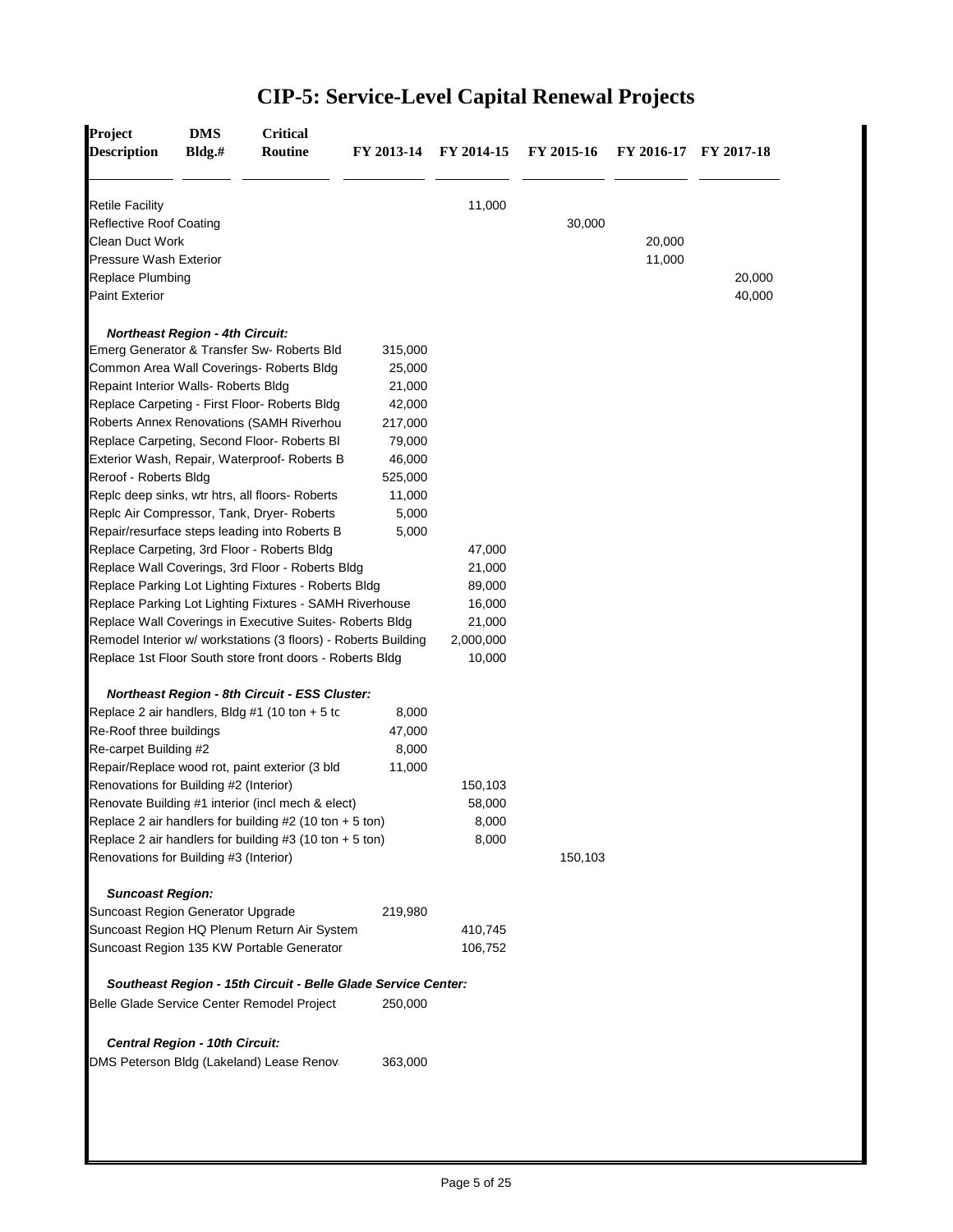# CIP-5: Service-Level Capital Renewal Projects

| Project Description | DMS Bldg.# | Critical Routine | FY 2013-14 | FY 2014-15 | FY 2015-16 | FY 2016-17 | FY 2017-18 |
|---|---|---|---|---|---|---|---|
| Retile Facility | | | | 11,000 | | | |
| Reflective Roof Coating | | | | | 30,000 | | |
| Clean Duct Work | | | | | | 20,000 | |
| Pressure Wash Exterior | | | | | | 11,000 | |
| Replace Plumbing | | | | | | | 20,000 |
| Paint Exterior | | | | | | | 40,000 |
| ***Northeast Region - 4th Circuit:*** | | | | | | | |
| Emerg Generator & Transfer Sw- Roberts Bld | | | 315,000 | | | | |
| Common Area Wall Coverings- Roberts Bldg | | | 25,000 | | | | |
| Repaint Interior Walls- Roberts Bldg | | | 21,000 | | | | |
| Replace Carpeting - First Floor- Roberts Bldg | | | 42,000 | | | | |
| Roberts Annex Renovations (SAMH Riverhou | | | 217,000 | | | | |
| Replace Carpeting, Second Floor- Roberts Bl | | | 79,000 | | | | |
| Exterior Wash, Repair, Waterproof- Roberts B | | | 46,000 | | | | |
| Reroof - Roberts Bldg | | | 525,000 | | | | |
| Replc deep sinks, wtr htrs, all floors- Roberts | | | 11,000 | | | | |
| Replc Air Compressor, Tank, Dryer- Roberts | | | 5,000 | | | | |
| Repair/resurface steps leading into Roberts B | | | 5,000 | | | | |
| Replace Carpeting, 3rd Floor - Roberts Bldg | | | | 47,000 | | | |
| Replace Wall Coverings, 3rd Floor - Roberts Bldg | | | | 21,000 | | | |
| Replace Parking Lot Lighting Fixtures - Roberts Bldg | | | | 89,000 | | | |
| Replace Parking Lot Lighting Fixtures - SAMH Riverhouse | | | | 16,000 | | | |
| Replace Wall Coverings in Executive Suites- Roberts Bldg | | | | 21,000 | | | |
| Remodel Interior w/ workstations (3 floors) - Roberts Building | | | | 2,000,000 | | | |
| Replace 1st Floor South store front doors - Roberts Bldg | | | | 10,000 | | | |
| ***Northeast Region - 8th Circuit - ESS Cluster:*** | | | | | | | |
| Replace 2 air handlers, Bldg #1 (10 ton + 5 tc | | | 8,000 | | | | |
| Re-Roof three buildings | | | 47,000 | | | | |
| Re-carpet Building #2 | | | 8,000 | | | | |
| Repair/Replace wood rot, paint exterior (3 bld | | | 11,000 | | | | |
| Renovations for Building #2 (Interior) | | | | 150,103 | | | |
| Renovate Building #1 interior (incl mech & elect) | | | | 58,000 | | | |
| Replace 2 air handlers for building #2 (10 ton + 5 ton) | | | | 8,000 | | | |
| Replace 2 air handlers for building #3 (10 ton + 5 ton) | | | | 8,000 | | | |
| Renovations for Building #3 (Interior) | | | | | 150,103 | | |
| ***Suncoast Region:*** | | | | | | | |
| Suncoast Region Generator Upgrade | | | 219,980 | | | | |
| Suncoast Region HQ Plenum Return Air System | | | | 410,745 | | | |
| Suncoast Region 135 KW Portable Generator | | | | 106,752 | | | |
| ***Southeast Region - 15th Circuit - Belle Glade Service Center:*** | | | | | | | |
| Belle Glade Service Center Remodel Project | | | 250,000 | | | | |
| ***Central Region - 10th Circuit:*** | | | | | | | |
| DMS Peterson Bldg (Lakeland) Lease Renov | | | 363,000 | | | | |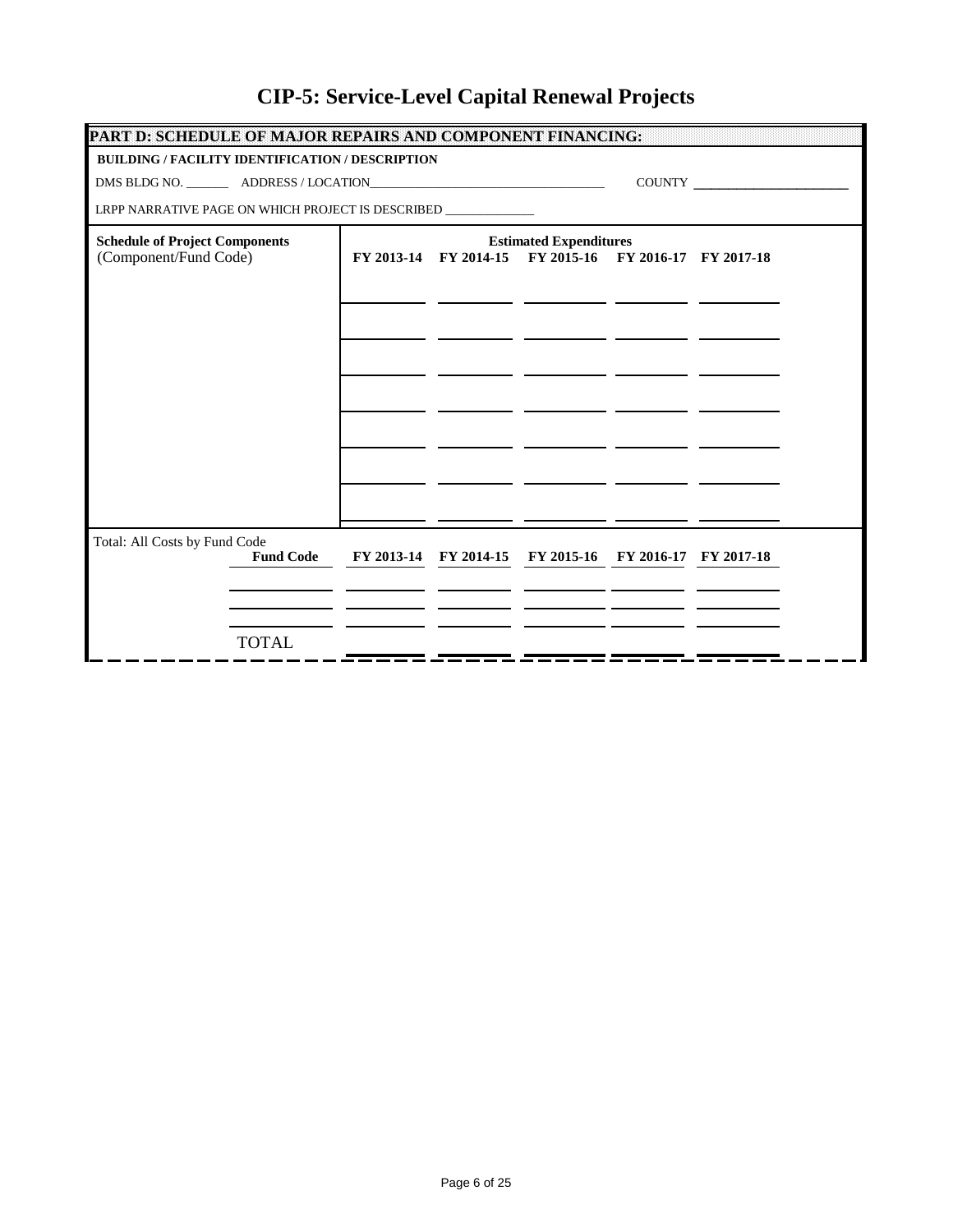# CIP-5: Service-Level Capital Renewal Projects

**PART D: SCHEDULE OF MAJOR REPAIRS AND COMPONENT FINANCING:**

**BUILDING / FACILITY IDENTIFICATION / DESCRIPTION**

DMS BLDG NO. _______ ADDRESS / LOCATION______________________________________ COUNTY ________________________

LRPP NARRATIVE PAGE ON WHICH PROJECT IS DESCRIBED ______________

| **Schedule of Project Components** (Component/Fund Code) | **Estimated Expenditures** FY 2013-14 | FY 2014-15 | FY 2015-16 | FY 2016-17 | FY 2017-18 |
|---|---|---|---|---|---|
| | | | | | |
| | | | | | |
| | | | | | |
| | | | | | |
| | | | | | |
| | | | | | |
| | | | | | |

Total: All Costs by Fund Code

| **Fund Code** | **FY 2013-14** | **FY 2014-15** | **FY 2015-16** | **FY 2016-17** | **FY 2017-18** |
|---|---|---|---|---|---|
| | | | | | |
| | | | | | |
| TOTAL | | | | | |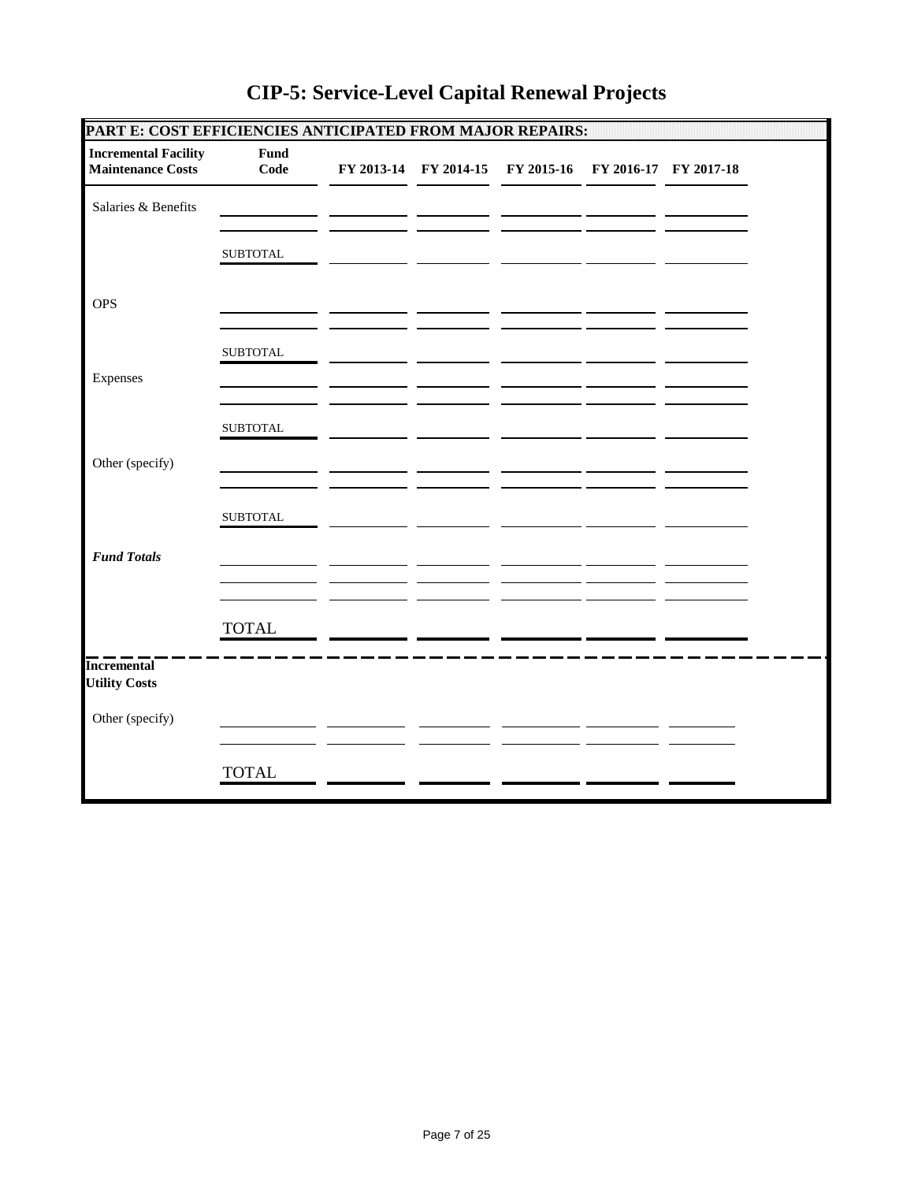# CIP-5: Service-Level Capital Renewal Projects

**PART E: COST EFFICIENCIES ANTICIPATED FROM MAJOR REPAIRS:**

| **Incremental Facility Maintenance Costs** | **Fund Code** | **FY 2013-14** | **FY 2014-15** | **FY 2015-16** | **FY 2016-17** | **FY 2017-18** |
|---|---|---|---|---|---|---|
| Salaries & Benefits | | | | | | |
| | | | | | | |
| | SUBTOTAL | | | | | |
| OPS | | | | | | |
| | | | | | | |
| | SUBTOTAL | | | | | |
| Expenses | | | | | | |
| | | | | | | |
| | SUBTOTAL | | | | | |
| Other (specify) | | | | | | |
| | | | | | | |
| | SUBTOTAL | | | | | |
| ***Fund Totals*** | | | | | | |
| | | | | | | |
| | | | | | | |
| | TOTAL | | | | | |

| **Incremental Utility Costs** | | | | | | |
|---|---|---|---|---|---|---|
| Other (specify) | | | | | | |
| | | | | | | |
| | TOTAL | | | | | |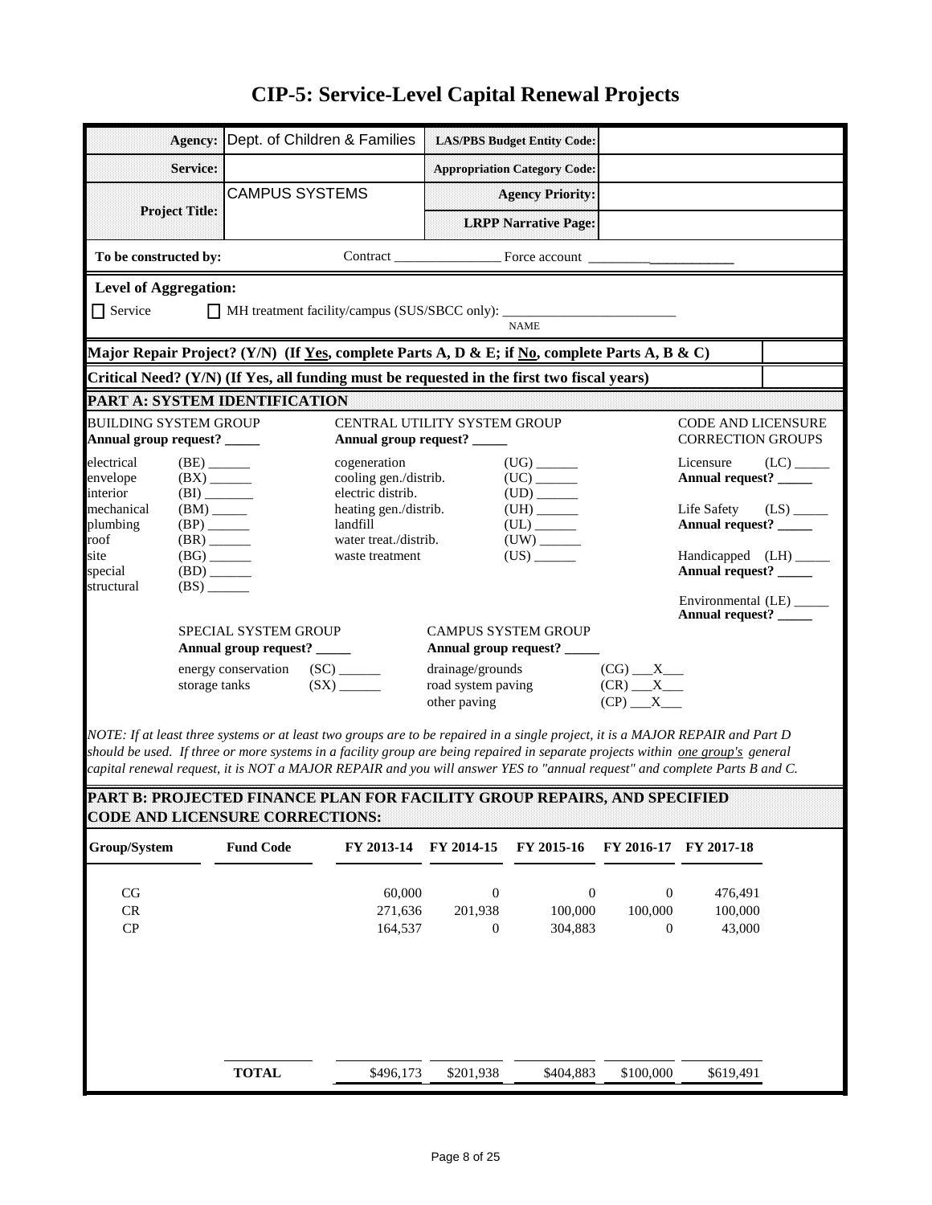# CIP-5: Service-Level Capital Renewal Projects

| | | | |
|---|---|---|---|
| **Agency:** | Dept. of Children & Families | **LAS/PBS Budget Entity Code:** | |
| **Service:** | | **Appropriation Category Code:** | |
| **Project Title:** | CAMPUS SYSTEMS | **Agency Priority:** | |
| | | **LRPP Narrative Page:** | |

**To be constructed by:** Contract ________________ Force account ____________________

**Level of Aggregation:**

☐ Service ☐ MH treatment facility/campus (SUS/SBCC only): ______________________ NAME

**Major Repair Project? (Y/N) (If Yes, complete Parts A, D & E; if No, complete Parts A, B & C)**

**Critical Need? (Y/N) (If Yes, all funding must be requested in the first two fiscal years)**

## PART A: SYSTEM IDENTIFICATION

BUILDING SYSTEM GROUP
**Annual group request? _____**

- electrical (BE) ______
- envelope (BX) ______
- interior (BI) ______
- mechanical (BM) _____
- plumbing (BP) ______
- roof (BR) ______
- site (BG) ______
- special (BD) ______
- structural (BS) ______

CENTRAL UTILITY SYSTEM GROUP
**Annual group request? _____**

- cogeneration (UG) ______
- cooling gen./distrib. (UC) ______
- electric distrib. (UD) ______
- heating gen./distrib. (UH) ______
- landfill (UL) ______
- water treat./distrib. (UW) ______
- waste treatment (US) ______

CODE AND LICENSURE CORRECTION GROUPS

- Licensure (LC) _____ **Annual request? _____**
- Life Safety (LS) _____ **Annual request? _____**
- Handicapped (LH) _____ **Annual request? _____**
- Environmental (LE) _____ **Annual request? _____**

SPECIAL SYSTEM GROUP
**Annual group request? _____**

- energy conservation (SC) ______
- storage tanks (SX) ______

CAMPUS SYSTEM GROUP
**Annual group request? _____**

- drainage/grounds (CG) ___X___
- road system paving (CR) ___X___
- other paving (CP) ___X___

*NOTE: If at least three systems or at least two groups are to be repaired in a single project, it is a MAJOR REPAIR and Part D should be used. If three or more systems in a facility group are being repaired in separate projects within one group's general capital renewal request, it is NOT a MAJOR REPAIR and you will answer YES to "annual request" and complete Parts B and C.*

## PART B: PROJECTED FINANCE PLAN FOR FACILITY GROUP REPAIRS, AND SPECIFIED CODE AND LICENSURE CORRECTIONS:

| Group/System | Fund Code | FY 2013-14 | FY 2014-15 | FY 2015-16 | FY 2016-17 | FY 2017-18 |
|---|---|---|---|---|---|---|
| CG | | 60,000 | 0 | 0 | 0 | 476,491 |
| CR | | 271,636 | 201,938 | 100,000 | 100,000 | 100,000 |
| CP | | 164,537 | 0 | 304,883 | 0 | 43,000 |
| | **TOTAL** | $496,173 | $201,938 | $404,883 | $100,000 | $619,491 |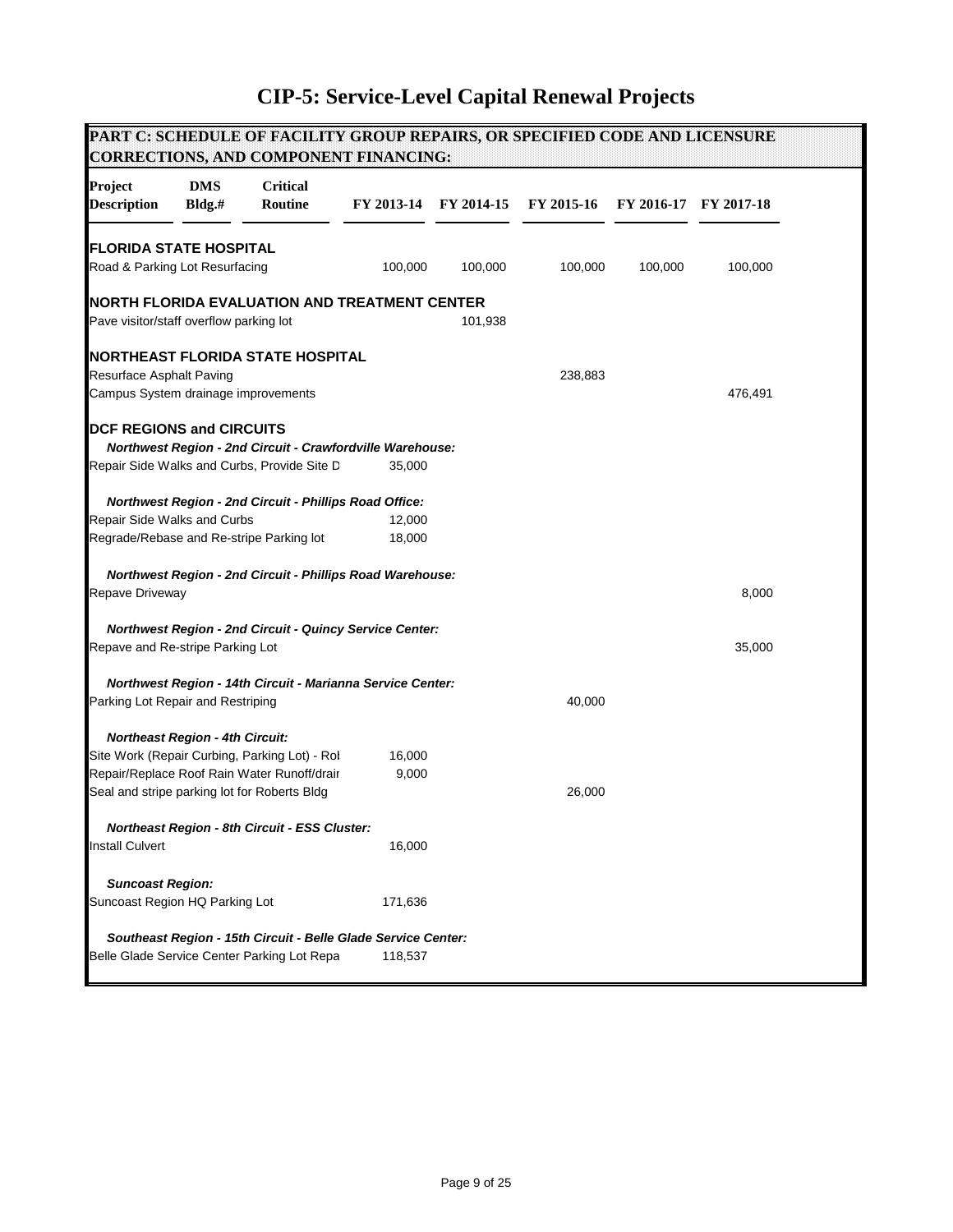# CIP-5: Service-Level Capital Renewal Projects

## PART C: SCHEDULE OF FACILITY GROUP REPAIRS, OR SPECIFIED CODE AND LICENSURE CORRECTIONS, AND COMPONENT FINANCING:

| Project Description | DMS Bldg.# | Critical Routine | FY 2013-14 | FY 2014-15 | FY 2015-16 | FY 2016-17 | FY 2017-18 |
|---|---|---|---|---|---|---|---|
| **FLORIDA STATE HOSPITAL** | | | | | | | |
| Road & Parking Lot Resurfacing | | | 100,000 | 100,000 | 100,000 | 100,000 | 100,000 |
| **NORTH FLORIDA EVALUATION AND TREATMENT CENTER** | | | | | | | |
| Pave visitor/staff overflow parking lot | | | | 101,938 | | | |
| **NORTHEAST FLORIDA STATE HOSPITAL** | | | | | | | |
| Resurface Asphalt Paving | | | | | 238,883 | | |
| Campus System drainage improvements | | | | | | | 476,491 |
| **DCF REGIONS and CIRCUITS** | | | | | | | |
| ***Northwest Region - 2nd Circuit - Crawfordville Warehouse:*** | | | | | | | |
| Repair Side Walks and Curbs, Provide Site D | | | 35,000 | | | | |
| ***Northwest Region - 2nd Circuit - Phillips Road Office:*** | | | | | | | |
| Repair Side Walks and Curbs | | | 12,000 | | | | |
| Regrade/Rebase and Re-stripe Parking lot | | | 18,000 | | | | |
| ***Northwest Region - 2nd Circuit - Phillips Road Warehouse:*** | | | | | | | |
| Repave Driveway | | | | | | | 8,000 |
| ***Northwest Region - 2nd Circuit - Quincy Service Center:*** | | | | | | | |
| Repave and Re-stripe Parking Lot | | | | | | | 35,000 |
| ***Northwest Region - 14th Circuit - Marianna Service Center:*** | | | | | | | |
| Parking Lot Repair and Restriping | | | | | 40,000 | | |
| ***Northeast Region - 4th Circuit:*** | | | | | | | |
| Site Work (Repair Curbing, Parking Lot) - Rol | | | 16,000 | | | | |
| Repair/Replace Roof Rain Water Runoff/drair | | | 9,000 | | | | |
| Seal and stripe parking lot for Roberts Bldg | | | | | 26,000 | | |
| ***Northeast Region - 8th Circuit - ESS Cluster:*** | | | | | | | |
| Install Culvert | | | 16,000 | | | | |
| ***Suncoast Region:*** | | | | | | | |
| Suncoast Region HQ Parking Lot | | | 171,636 | | | | |
| ***Southeast Region - 15th Circuit - Belle Glade Service Center:*** | | | | | | | |
| Belle Glade Service Center Parking Lot Repa | | | 118,537 | | | | |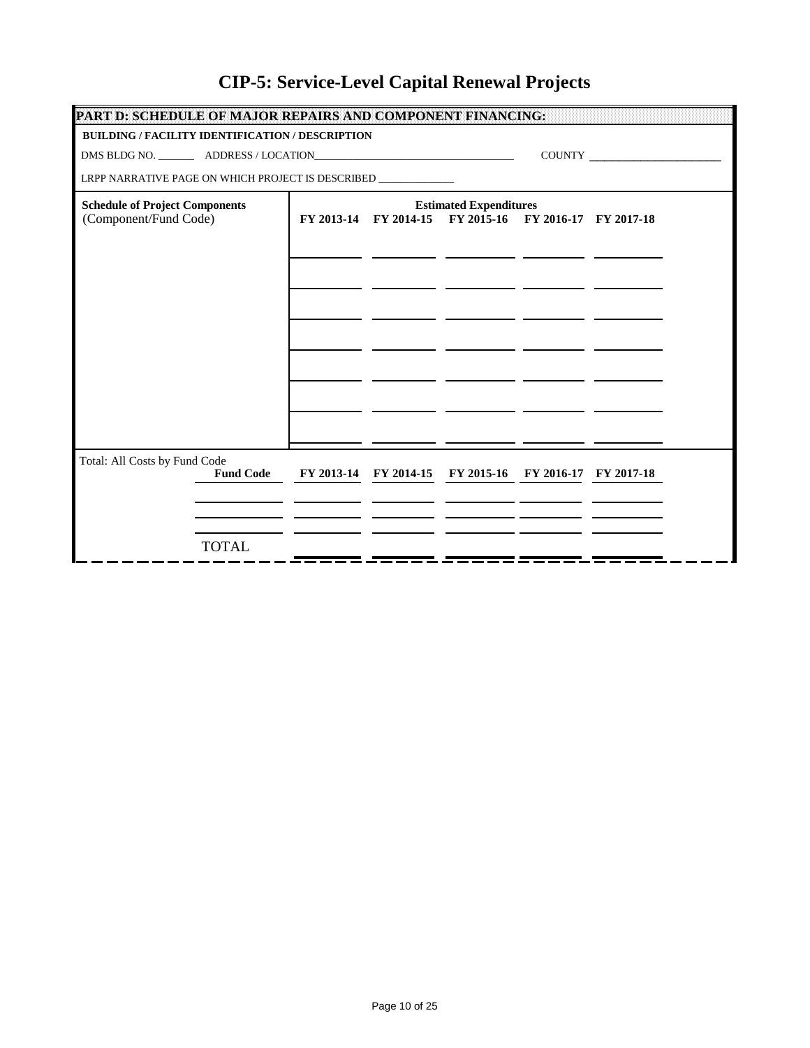# CIP-5: Service-Level Capital Renewal Projects

**PART D: SCHEDULE OF MAJOR REPAIRS AND COMPONENT FINANCING:**

**BUILDING / FACILITY IDENTIFICATION / DESCRIPTION**

DMS BLDG NO. _______ ADDRESS / LOCATION_______________________________________ COUNTY ________________________

LRPP NARRATIVE PAGE ON WHICH PROJECT IS DESCRIBED ______________

| **Schedule of Project Components** (Component/Fund Code) | **Estimated Expenditures** | | | | |
|---|---|---|---|---|---|
| | **FY 2013-14** | **FY 2014-15** | **FY 2015-16** | **FY 2016-17** | **FY 2017-18** |
| | | | | | |
| | | | | | |
| | | | | | |
| | | | | | |
| | | | | | |
| | | | | | |
| | | | | | |

Total: All Costs by Fund Code

| **Fund Code** | **FY 2013-14** | **FY 2014-15** | **FY 2015-16** | **FY 2016-17** | **FY 2017-18** |
|---|---|---|---|---|---|
| | | | | | |
| | | | | | |
| TOTAL | | | | | |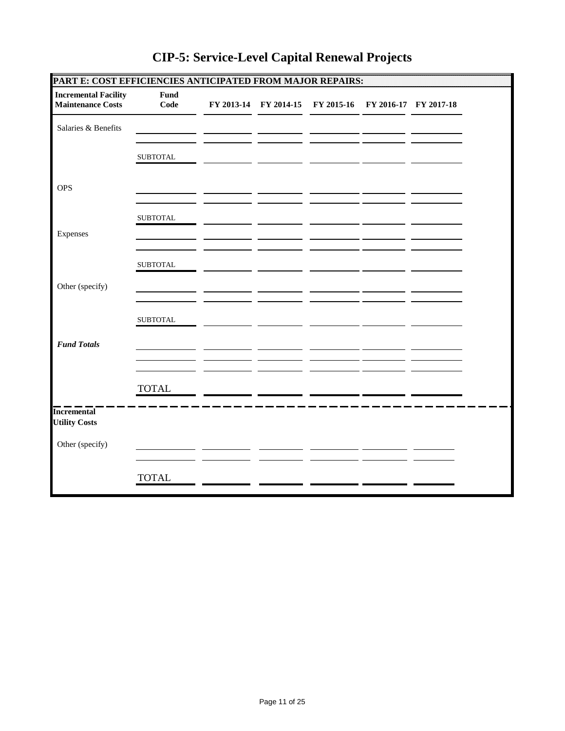# CIP-5: Service-Level Capital Renewal Projects

**PART E: COST EFFICIENCIES ANTICIPATED FROM MAJOR REPAIRS:**

| **Incremental Facility Maintenance Costs** | **Fund Code** | **FY 2013-14** | **FY 2014-15** | **FY 2015-16** | **FY 2016-17** | **FY 2017-18** |
|---|---|---|---|---|---|---|
| Salaries & Benefits | | | | | | |
| | | | | | | |
| | SUBTOTAL | | | | | |
| OPS | | | | | | |
| | | | | | | |
| | SUBTOTAL | | | | | |
| Expenses | | | | | | |
| | | | | | | |
| | SUBTOTAL | | | | | |
| Other (specify) | | | | | | |
| | | | | | | |
| | SUBTOTAL | | | | | |
| ***Fund Totals*** | | | | | | |
| | | | | | | |
| | | | | | | |
| | TOTAL | | | | | |

| **Incremental Utility Costs** | | | | | | |
|---|---|---|---|---|---|---|
| Other (specify) | | | | | | |
| | | | | | | |
| | TOTAL | | | | | |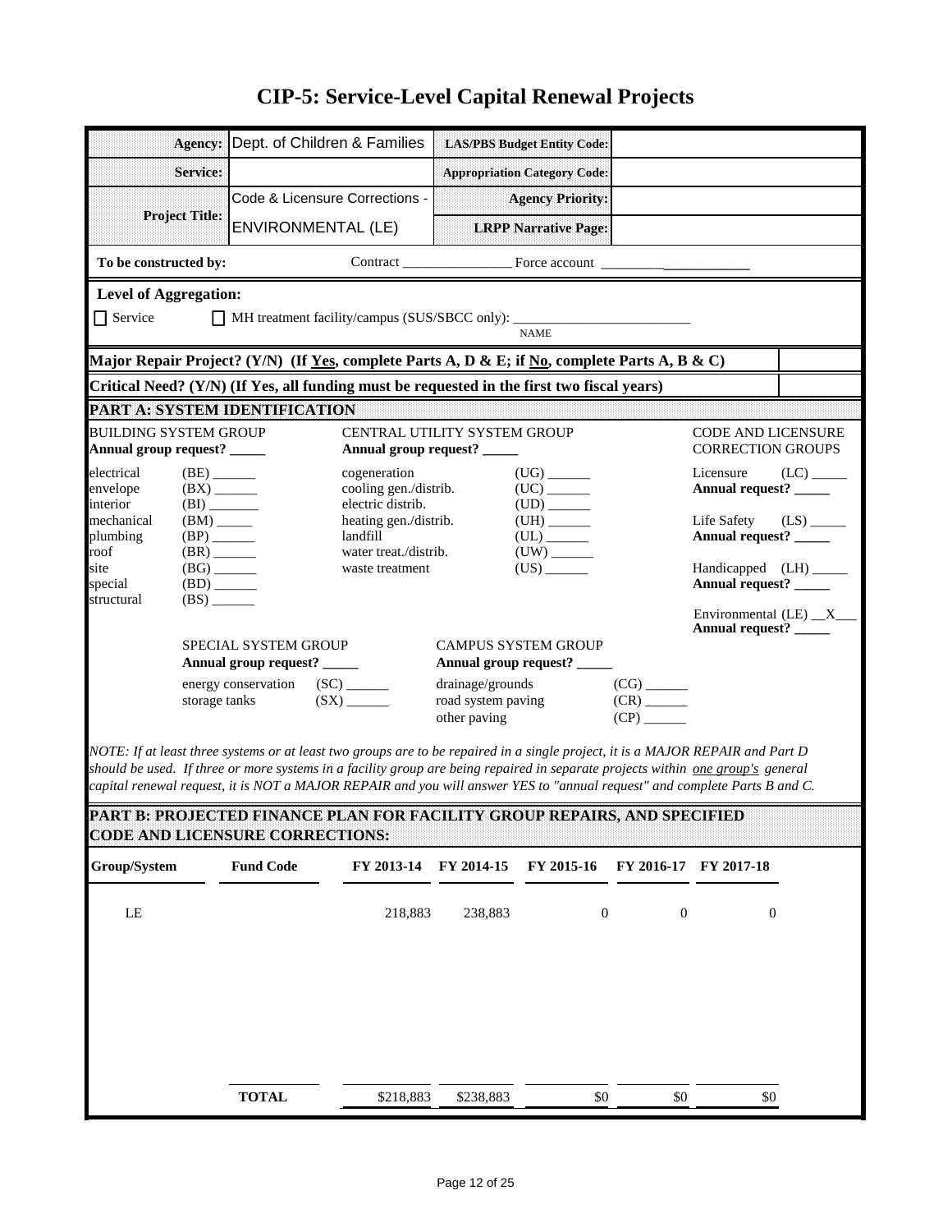# CIP-5: Service-Level Capital Renewal Projects

| | | | |
|---|---|---|---|
| **Agency:** | Dept. of Children & Families | **LAS/PBS Budget Entity Code:** | |
| **Service:** | | **Appropriation Category Code:** | |
| **Project Title:** | Code & Licensure Corrections - ENVIRONMENTAL (LE) | **Agency Priority:** | |
| | | **LRPP Narrative Page:** | |

**To be constructed by:** Contract _______________ Force account _______________

**Level of Aggregation:**

☐ Service ☐ MH treatment facility/campus (SUS/SBCC only): _________________________ NAME

**Major Repair Project? (Y/N) (If Yes, complete Parts A, D & E; if No, complete Parts A, B & C)**

**Critical Need? (Y/N) (If Yes, all funding must be requested in the first two fiscal years)**

## PART A: SYSTEM IDENTIFICATION

BUILDING SYSTEM GROUP
**Annual group request? _____**

- electrical (BE) ______
- envelope (BX) ______
- interior (BI) ______
- mechanical (BM) ______
- plumbing (BP) ______
- roof (BR) ______
- site (BG) ______
- special (BD) ______
- structural (BS) ______

CENTRAL UTILITY SYSTEM GROUP
**Annual group request? _____**

- cogeneration (UG) ______
- cooling gen./distrib. (UC) ______
- electric distrib. (UD) ______
- heating gen./distrib. (UH) ______
- landfill (UL) ______
- water treat./distrib. (UW) ______
- waste treatment (US) ______

CODE AND LICENSURE CORRECTION GROUPS

- Licensure (LC) _____ **Annual request? _____**
- Life Safety (LS) _____ **Annual request? _____**
- Handicapped (LH) _____ **Annual request? _____**
- Environmental (LE) __X__ **Annual request? _____**

SPECIAL SYSTEM GROUP
**Annual group request? _____**

- energy conservation (SC) ______
- storage tanks (SX) ______

CAMPUS SYSTEM GROUP
**Annual group request? _____**

- drainage/grounds (CG) ______
- road system paving (CR) ______
- other paving (CP) ______

*NOTE: If at least three systems or at least two groups are to be repaired in a single project, it is a MAJOR REPAIR and Part D should be used. If three or more systems in a facility group are being repaired in separate projects within one group's general capital renewal request, it is NOT a MAJOR REPAIR and you will answer YES to "annual request" and complete Parts B and C.*

## PART B: PROJECTED FINANCE PLAN FOR FACILITY GROUP REPAIRS, AND SPECIFIED CODE AND LICENSURE CORRECTIONS:

| Group/System | Fund Code | FY 2013-14 | FY 2014-15 | FY 2015-16 | FY 2016-17 | FY 2017-18 |
|---|---|---|---|---|---|---|
| LE | | 218,883 | 238,883 | 0 | 0 | 0 |
| | **TOTAL** | $218,883 | $238,883 | $0 | $0 | $0 |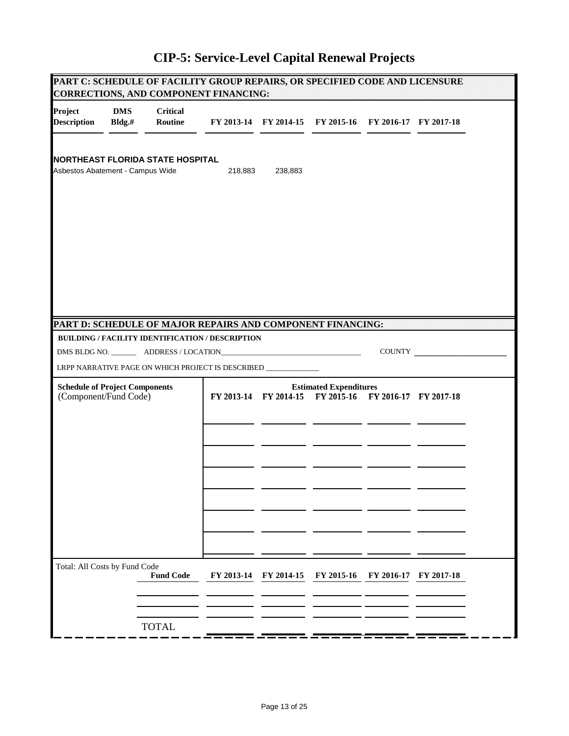# CIP-5: Service-Level Capital Renewal Projects

## PART C: SCHEDULE OF FACILITY GROUP REPAIRS, OR SPECIFIED CODE AND LICENSURE CORRECTIONS, AND COMPONENT FINANCING:

| Project Description | DMS Bldg.# | Critical Routine | FY 2013-14 | FY 2014-15 | FY 2015-16 | FY 2016-17 | FY 2017-18 |
|---|---|---|---|---|---|---|---|
| **NORTHEAST FLORIDA STATE HOSPITAL** | | | | | | | |
| Asbestos Abatement - Campus Wide | | | 218,883 | 238,883 | | | |

## PART D: SCHEDULE OF MAJOR REPAIRS AND COMPONENT FINANCING:

**BUILDING / FACILITY IDENTIFICATION / DESCRIPTION**

DMS BLDG NO. _______ ADDRESS / LOCATION_____________________________________ COUNTY _______________________

LRPP NARRATIVE PAGE ON WHICH PROJECT IS DESCRIBED ______________

| Schedule of Project Components (Component/Fund Code) | Estimated Expenditures FY 2013-14 | FY 2014-15 | FY 2015-16 | FY 2016-17 | FY 2017-18 |
|---|---|---|---|---|---|
| | | | | | |
| | | | | | |
| | | | | | |
| | | | | | |
| | | | | | |
| | | | | | |
| | | | | | |

Total: All Costs by Fund Code

| Fund Code | FY 2013-14 | FY 2014-15 | FY 2015-16 | FY 2016-17 | FY 2017-18 |
|---|---|---|---|---|---|
| | | | | | |
| | | | | | |
| TOTAL | | | | | |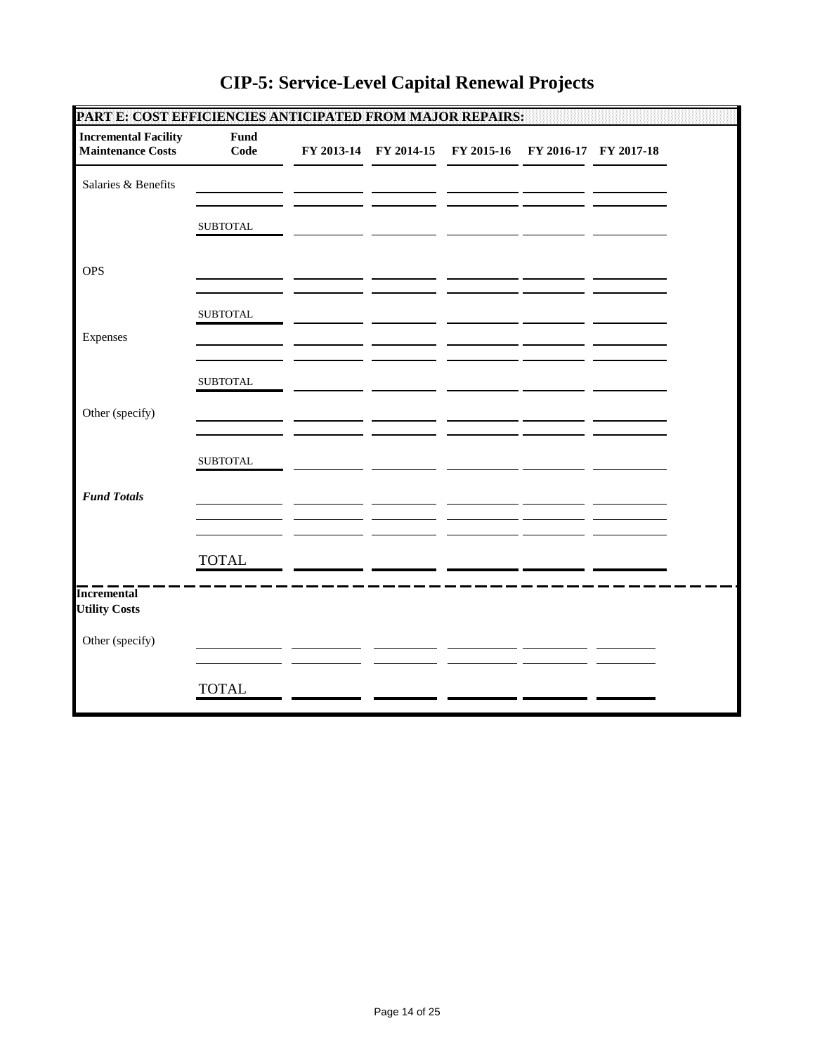# CIP-5: Service-Level Capital Renewal Projects

**PART E: COST EFFICIENCIES ANTICIPATED FROM MAJOR REPAIRS:**

| **Incremental Facility Maintenance Costs** | **Fund Code** | **FY 2013-14** | **FY 2014-15** | **FY 2015-16** | **FY 2016-17** | **FY 2017-18** |
|---|---|---|---|---|---|---|
| Salaries & Benefits | | | | | | |
| | | | | | | |
| | SUBTOTAL | | | | | |
| OPS | | | | | | |
| | | | | | | |
| | SUBTOTAL | | | | | |
| Expenses | | | | | | |
| | | | | | | |
| | SUBTOTAL | | | | | |
| Other (specify) | | | | | | |
| | | | | | | |
| | SUBTOTAL | | | | | |
| ***Fund Totals*** | | | | | | |
| | | | | | | |
| | | | | | | |
| | TOTAL | | | | | |

| **Incremental Utility Costs** | | | | | | |
|---|---|---|---|---|---|---|
| Other (specify) | | | | | | |
| | | | | | | |
| | TOTAL | | | | | |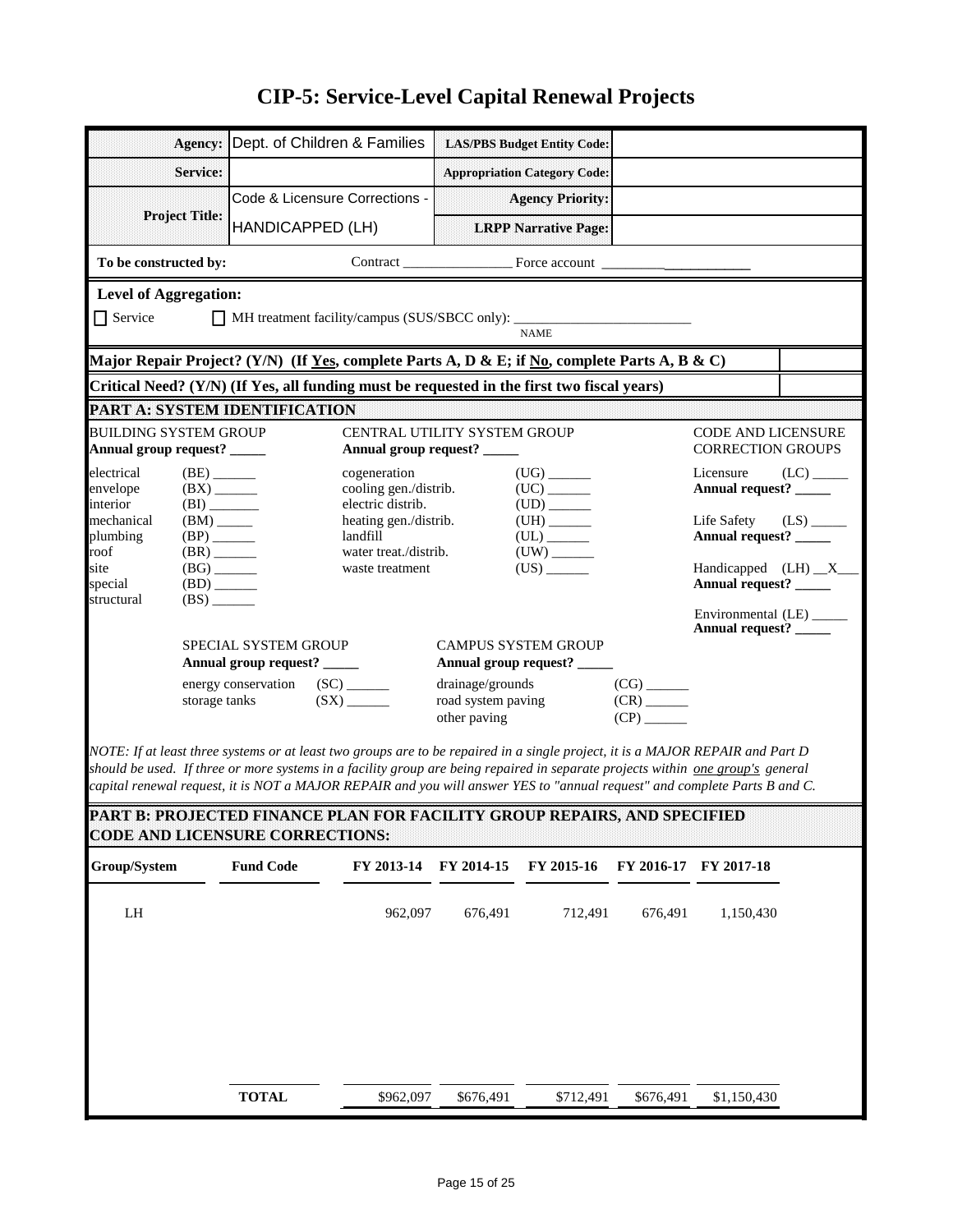# CIP-5: Service-Level Capital Renewal Projects

| | | | |
|---|---|---|---|
| **Agency:** | Dept. of Children & Families | **LAS/PBS Budget Entity Code:** | |
| **Service:** | | **Appropriation Category Code:** | |
| **Project Title:** | Code & Licensure Corrections - HANDICAPPED (LH) | **Agency Priority:** | |
| | | **LRPP Narrative Page:** | |

**To be constructed by:** Contract _______________ Force account _____________________

**Level of Aggregation:**

☐ Service ☐ MH treatment facility/campus (SUS/SBCC only): _________________________ NAME

**Major Repair Project? (Y/N) (If Yes, complete Parts A, D & E; if No, complete Parts A, B & C)**

**Critical Need? (Y/N) (If Yes, all funding must be requested in the first two fiscal years)**

## PART A: SYSTEM IDENTIFICATION

BUILDING SYSTEM GROUP
**Annual group request? _____**

- electrical (BE) ______
- envelope (BX) ______
- interior (BI) _______
- mechanical (BM) _____
- plumbing (BP) ______
- roof (BR) ______
- site (BG) ______
- special (BD) ______
- structural (BS) ______

CENTRAL UTILITY SYSTEM GROUP
**Annual group request? _____**

- cogeneration (UG) ______
- cooling gen./distrib. (UC) ______
- electric distrib. (UD) ______
- heating gen./distrib. (UH) ______
- landfill (UL) ______
- water treat./distrib. (UW) ______
- waste treatment (US) ______

CODE AND LICENSURE CORRECTION GROUPS

- Licensure (LC) _____
  **Annual request? _____**
- Life Safety (LS) _____
  **Annual request? _____**
- Handicapped (LH) __X___
  **Annual request? _____**
- Environmental (LE) _____
  **Annual request? _____**

SPECIAL SYSTEM GROUP
**Annual group request? _____**

- energy conservation (SC) ______
- storage tanks (SX) ______

CAMPUS SYSTEM GROUP
**Annual group request? _____**

- drainage/grounds (CG) ______
- road system paving (CR) ______
- other paving (CP) ______

*NOTE: If at least three systems or at least two groups are to be repaired in a single project, it is a MAJOR REPAIR and Part D should be used. If three or more systems in a facility group are being repaired in separate projects within one group's general capital renewal request, it is NOT a MAJOR REPAIR and you will answer YES to "annual request" and complete Parts B and C.*

## PART B: PROJECTED FINANCE PLAN FOR FACILITY GROUP REPAIRS, AND SPECIFIED CODE AND LICENSURE CORRECTIONS:

| Group/System | Fund Code | FY 2013-14 | FY 2014-15 | FY 2015-16 | FY 2016-17 | FY 2017-18 |
|---|---|---|---|---|---|---|
| LH | | 962,097 | 676,491 | 712,491 | 676,491 | 1,150,430 |
| | **TOTAL** | $962,097 | $676,491 | $712,491 | $676,491 | $1,150,430 |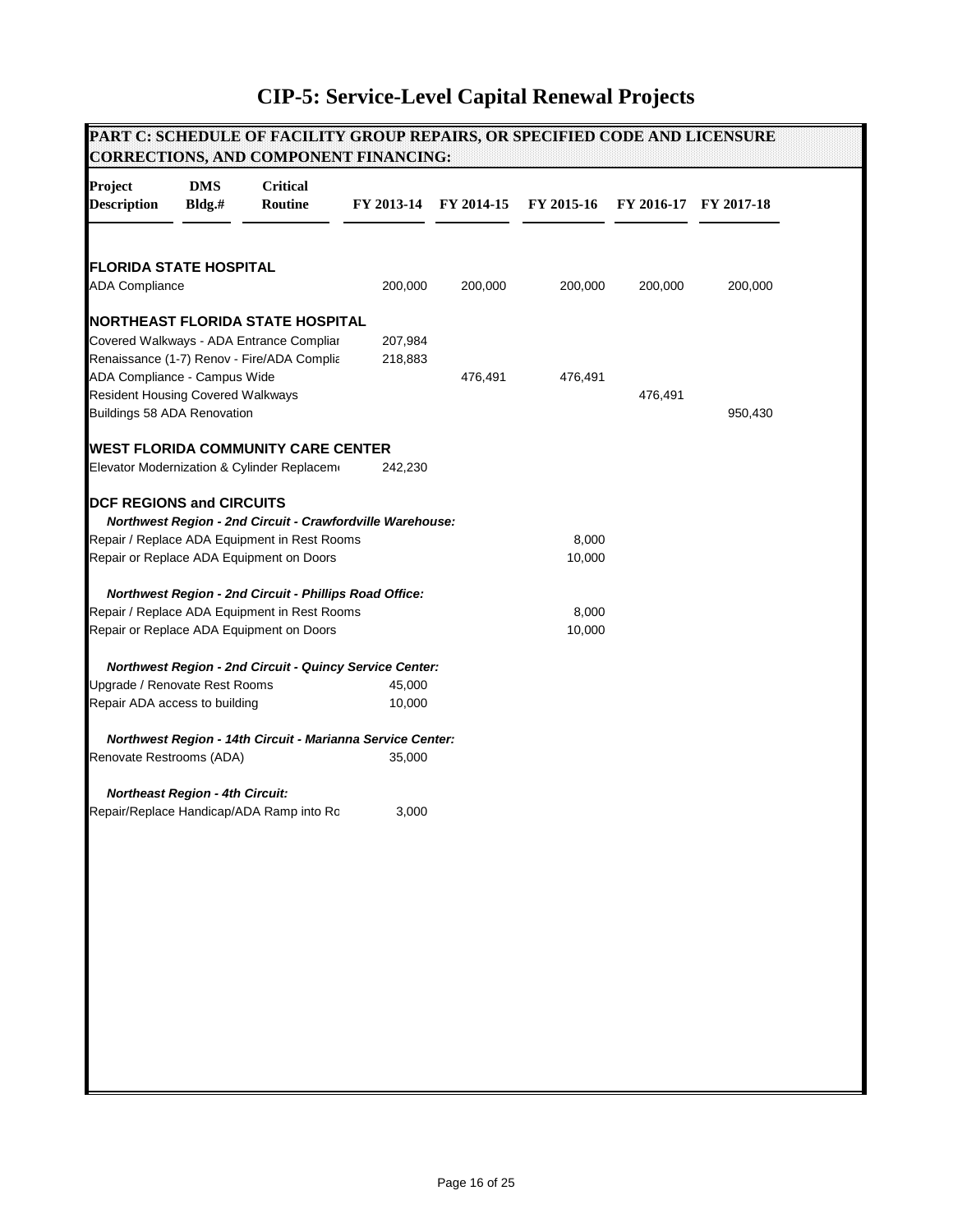# CIP-5: Service-Level Capital Renewal Projects

## PART C: SCHEDULE OF FACILITY GROUP REPAIRS, OR SPECIFIED CODE AND LICENSURE CORRECTIONS, AND COMPONENT FINANCING:

| Project Description | DMS Bldg.# | Critical Routine | FY 2013-14 | FY 2014-15 | FY 2015-16 | FY 2016-17 | FY 2017-18 |
|---|---|---|---|---|---|---|---|
| **FLORIDA STATE HOSPITAL** | | | | | | | |
| ADA Compliance | | | 200,000 | 200,000 | 200,000 | 200,000 | 200,000 |
| **NORTHEAST FLORIDA STATE HOSPITAL** | | | | | | | |
| Covered Walkways - ADA Entrance Compliar | | | 207,984 | | | | |
| Renaissance (1-7) Renov - Fire/ADA Complia | | | 218,883 | | | | |
| ADA Compliance - Campus Wide | | | | 476,491 | 476,491 | | |
| Resident Housing Covered Walkways | | | | | | 476,491 | |
| Buildings 58 ADA Renovation | | | | | | | 950,430 |
| **WEST FLORIDA COMMUNITY CARE CENTER** | | | | | | | |
| Elevator Modernization & Cylinder Replacem | | | 242,230 | | | | |
| **DCF REGIONS and CIRCUITS** | | | | | | | |
| ***Northwest Region - 2nd Circuit - Crawfordville Warehouse:*** | | | | | | | |
| Repair / Replace ADA Equipment in Rest Rooms | | | | | 8,000 | | |
| Repair or Replace ADA Equipment on Doors | | | | | 10,000 | | |
| ***Northwest Region - 2nd Circuit - Phillips Road Office:*** | | | | | | | |
| Repair / Replace ADA Equipment in Rest Rooms | | | | | 8,000 | | |
| Repair or Replace ADA Equipment on Doors | | | | | 10,000 | | |
| ***Northwest Region - 2nd Circuit - Quincy Service Center:*** | | | | | | | |
| Upgrade / Renovate Rest Rooms | | | 45,000 | | | | |
| Repair ADA access to building | | | 10,000 | | | | |
| ***Northwest Region - 14th Circuit - Marianna Service Center:*** | | | | | | | |
| Renovate Restrooms (ADA) | | | 35,000 | | | | |
| ***Northeast Region - 4th Circuit:*** | | | | | | | |
| Repair/Replace Handicap/ADA Ramp into Ro | | | 3,000 | | | | |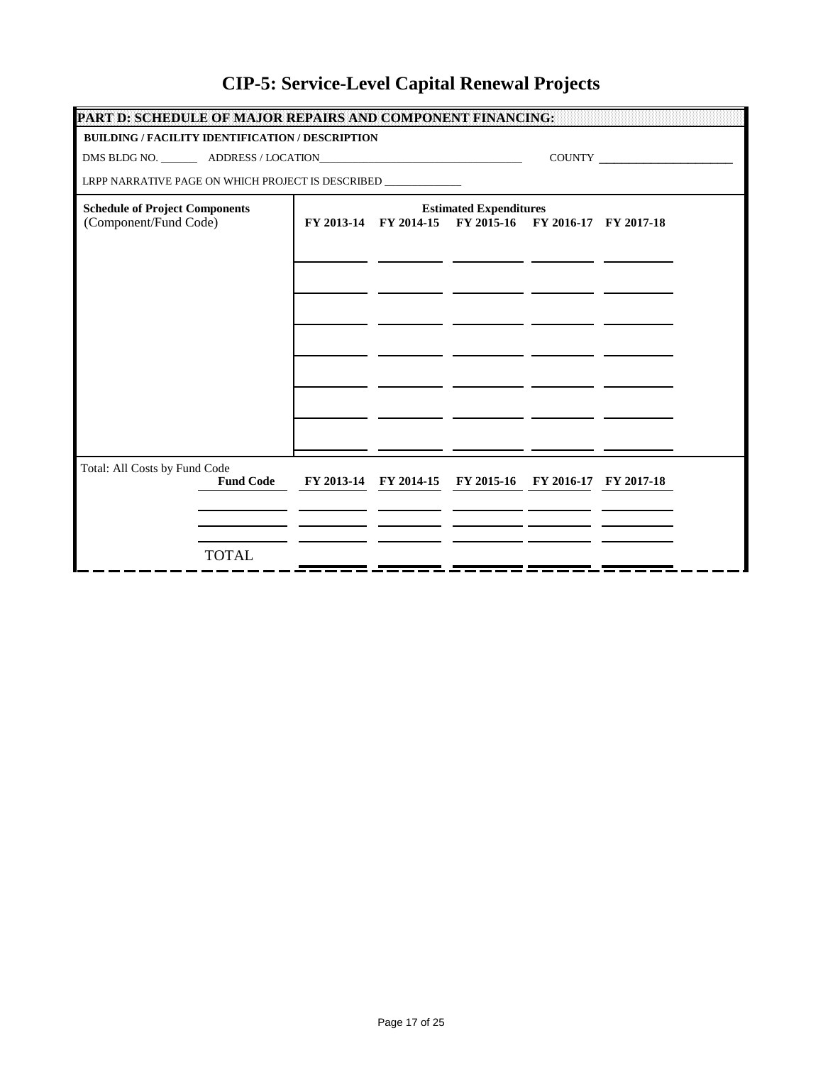# CIP-5: Service-Level Capital Renewal Projects

**PART D: SCHEDULE OF MAJOR REPAIRS AND COMPONENT FINANCING:**

**BUILDING / FACILITY IDENTIFICATION / DESCRIPTION**

DMS BLDG NO. _______ ADDRESS / LOCATION_______________________________________ COUNTY ______________________

LRPP NARRATIVE PAGE ON WHICH PROJECT IS DESCRIBED ______________

| **Schedule of Project Components** (Component/Fund Code) | | | **Estimated Expenditures** | | |
|---|---|---|---|---|---|
| | **FY 2013-14** | **FY 2014-15** | **FY 2015-16** | **FY 2016-17** | **FY 2017-18** |
| | | | | | |
| | | | | | |
| | | | | | |
| | | | | | |
| | | | | | |
| | | | | | |
| | | | | | |

Total: All Costs by Fund Code

| **Fund Code** | **FY 2013-14** | **FY 2014-15** | **FY 2015-16** | **FY 2016-17** | **FY 2017-18** |
|---|---|---|---|---|---|
| | | | | | |
| | | | | | |
| TOTAL | | | | | |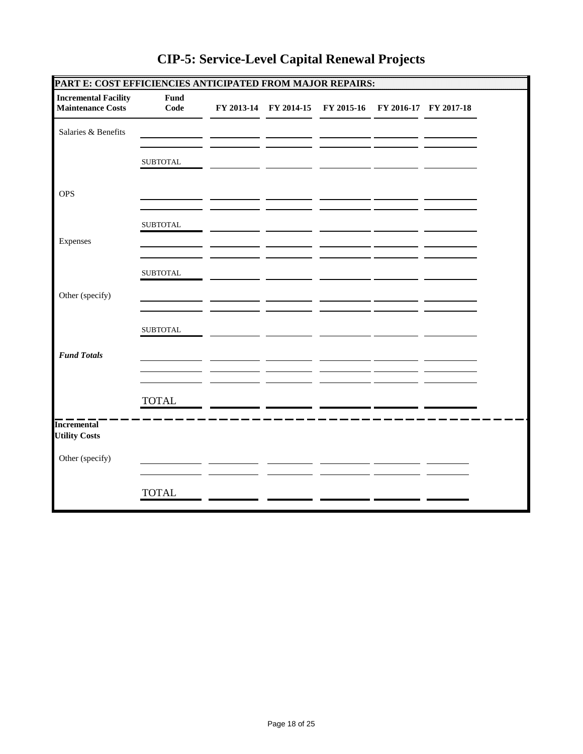# CIP-5: Service-Level Capital Renewal Projects

**PART E: COST EFFICIENCIES ANTICIPATED FROM MAJOR REPAIRS:**

| Incremental Facility Maintenance Costs | Fund Code | FY 2013-14 | FY 2014-15 | FY 2015-16 | FY 2016-17 | FY 2017-18 |
|---|---|---|---|---|---|---|
| Salaries & Benefits | | | | | | |
| | | | | | | |
| | SUBTOTAL | | | | | |
| OPS | | | | | | |
| | | | | | | |
| | SUBTOTAL | | | | | |
| Expenses | | | | | | |
| | | | | | | |
| | SUBTOTAL | | | | | |
| Other (specify) | | | | | | |
| | | | | | | |
| | SUBTOTAL | | | | | |
| ***Fund Totals*** | | | | | | |
| | | | | | | |
| | | | | | | |
| | TOTAL | | | | | |

| Incremental Utility Costs | | | | | | |
|---|---|---|---|---|---|---|
| Other (specify) | | | | | | |
| | | | | | | |
| | TOTAL | | | | | |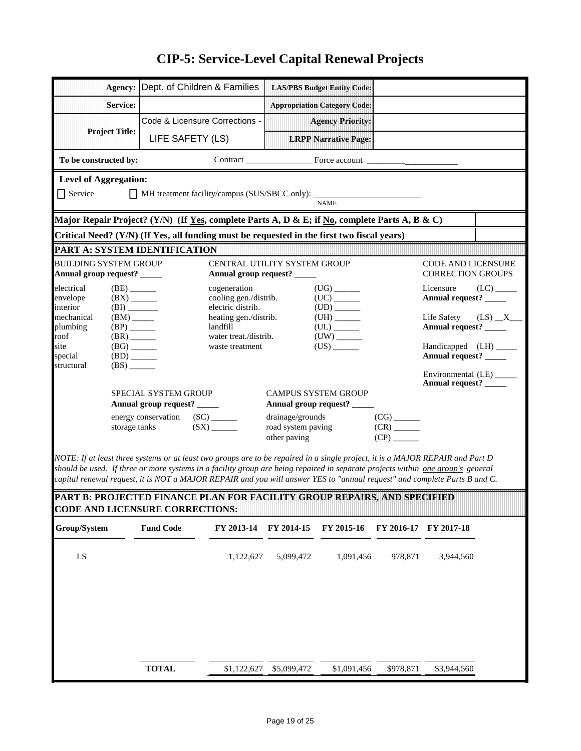# CIP-5: Service-Level Capital Renewal Projects

| | | | |
|---|---|---|---|
| **Agency:** | Dept. of Children & Families | **LAS/PBS Budget Entity Code:** | |
| **Service:** | | **Appropriation Category Code:** | |
| **Project Title:** | Code & Licensure Corrections - LIFE SAFETY (LS) | **Agency Priority:** | |
| | | **LRPP Narrative Page:** | |

**To be constructed by:** Contract _______________ Force account ____________________

**Level of Aggregation:**

☐ Service ☐ MH treatment facility/campus (SUS/SBCC only): _________________________ NAME

**Major Repair Project? (Y/N) (If Yes, complete Parts A, D & E; if No, complete Parts A, B & C)**

**Critical Need? (Y/N) (If Yes, all funding must be requested in the first two fiscal years)**

## PART A: SYSTEM IDENTIFICATION

BUILDING SYSTEM GROUP
**Annual group request? _____**

- electrical (BE) ______
- envelope (BX) ______
- interior (BI) _______
- mechanical (BM) _____
- plumbing (BP) ______
- roof (BR) ______
- site (BG) ______
- special (BD) ______
- structural (BS) ______

CENTRAL UTILITY SYSTEM GROUP
**Annual group request? _____**

- cogeneration (UG) ______
- cooling gen./distrib. (UC) ______
- electric distrib. (UD) ______
- heating gen./distrib. (UH) ______
- landfill (UL) ______
- water treat./distrib. (UW) ______
- waste treatment (US) ______

CODE AND LICENSURE CORRECTION GROUPS

- Licensure (LC) _____
  **Annual request? _____**
- Life Safety (LS) __X___
  **Annual request? _____**
- Handicapped (LH) _____
  **Annual request? _____**
- Environmental (LE) _____
  **Annual request? _____**

SPECIAL SYSTEM GROUP
**Annual group request? _____**

- energy conservation (SC) ______
- storage tanks (SX) ______

CAMPUS SYSTEM GROUP
**Annual group request? _____**

- drainage/grounds (CG) ______
- road system paving (CR) ______
- other paving (CP) ______

*NOTE: If at least three systems or at least two groups are to be repaired in a single project, it is a MAJOR REPAIR and Part D should be used. If three or more systems in a facility group are being repaired in separate projects within one group's general capital renewal request, it is NOT a MAJOR REPAIR and you will answer YES to "annual request" and complete Parts B and C.*

## PART B: PROJECTED FINANCE PLAN FOR FACILITY GROUP REPAIRS, AND SPECIFIED CODE AND LICENSURE CORRECTIONS:

| Group/System | Fund Code | FY 2013-14 | FY 2014-15 | FY 2015-16 | FY 2016-17 | FY 2017-18 |
|---|---|---|---|---|---|---|
| LS | | 1,122,627 | 5,099,472 | 1,091,456 | 978,871 | 3,944,560 |
| | **TOTAL** | $1,122,627 | $5,099,472 | $1,091,456 | $978,871 | $3,944,560 |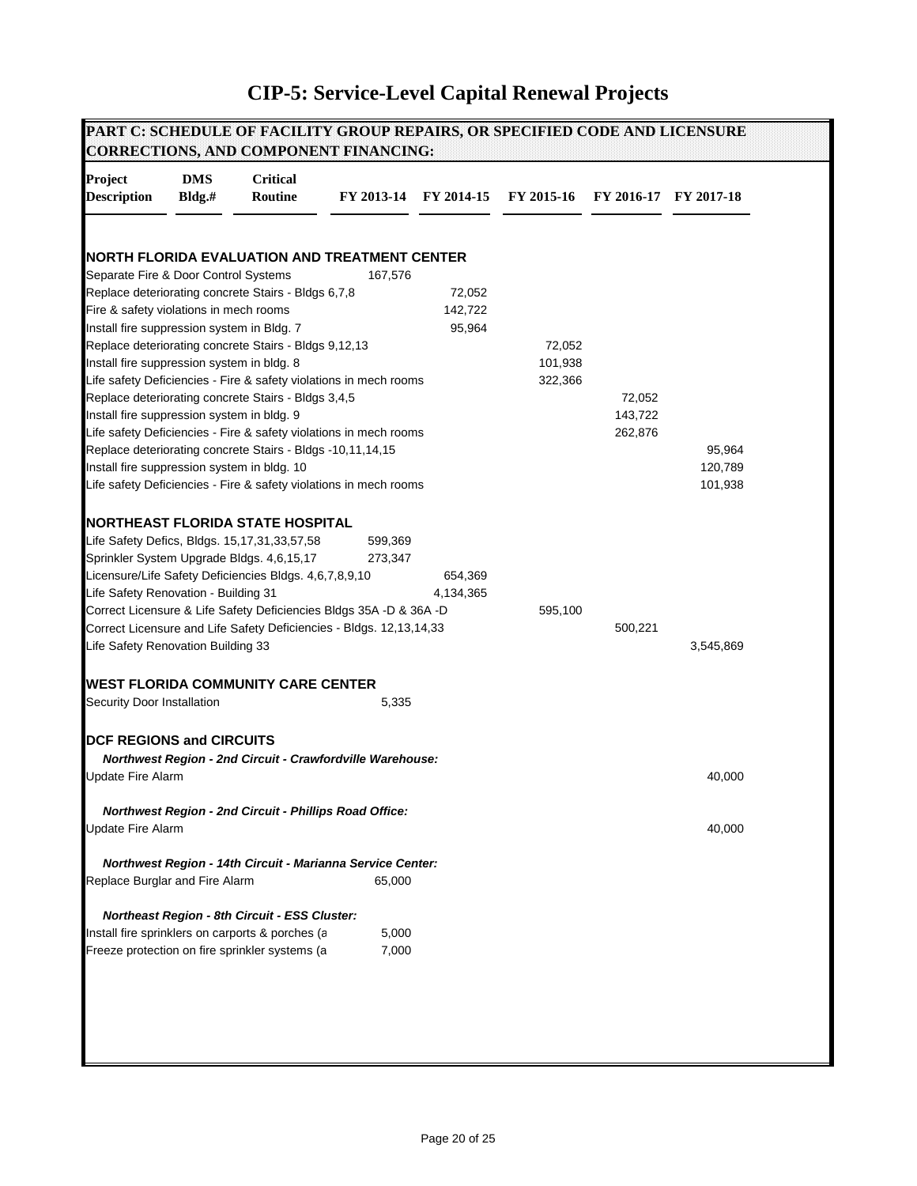# CIP-5: Service-Level Capital Renewal Projects

## PART C: SCHEDULE OF FACILITY GROUP REPAIRS, OR SPECIFIED CODE AND LICENSURE CORRECTIONS, AND COMPONENT FINANCING:

| Project Description | DMS Bldg.# | Critical Routine | FY 2013-14 | FY 2014-15 | FY 2015-16 | FY 2016-17 | FY 2017-18 |
|---|---|---|---|---|---|---|---|
| **NORTH FLORIDA EVALUATION AND TREATMENT CENTER** | | | | | | | |
| Separate Fire & Door Control Systems | | | 167,576 | | | | |
| Replace deteriorating concrete Stairs - Bldgs 6,7,8 | | | | 72,052 | | | |
| Fire & safety violations in mech rooms | | | | 142,722 | | | |
| Install fire suppression system in Bldg. 7 | | | | 95,964 | | | |
| Replace deteriorating concrete Stairs - Bldgs 9,12,13 | | | | | 72,052 | | |
| Install fire suppression system in bldg. 8 | | | | | 101,938 | | |
| Life safety Deficiencies - Fire & safety violations in mech rooms | | | | | 322,366 | | |
| Replace deteriorating concrete Stairs - Bldgs 3,4,5 | | | | | | 72,052 | |
| Install fire suppression system in bldg. 9 | | | | | | 143,722 | |
| Life safety Deficiencies - Fire & safety violations in mech rooms | | | | | | 262,876 | |
| Replace deteriorating concrete Stairs - Bldgs -10,11,14,15 | | | | | | | 95,964 |
| Install fire suppression system in bldg. 10 | | | | | | | 120,789 |
| Life safety Deficiencies - Fire & safety violations in mech rooms | | | | | | | 101,938 |
| **NORTHEAST FLORIDA STATE HOSPITAL** | | | | | | | |
| Life Safety Defics, Bldgs. 15,17,31,33,57,58 | | | 599,369 | | | | |
| Sprinkler System Upgrade Bldgs. 4,6,15,17 | | | 273,347 | | | | |
| Licensure/Life Safety Deficiencies Bldgs. 4,6,7,8,9,10 | | | | 654,369 | | | |
| Life Safety Renovation - Building 31 | | | | 4,134,365 | | | |
| Correct Licensure & Life Safety Deficiencies Bldgs 35A -D & 36A -D | | | | | 595,100 | | |
| Correct Licensure and Life Safety Deficiencies - Bldgs. 12,13,14,33 | | | | | | 500,221 | |
| Life Safety Renovation Building 33 | | | | | | | 3,545,869 |
| **WEST FLORIDA COMMUNITY CARE CENTER** | | | | | | | |
| Security Door Installation | | | 5,335 | | | | |
| **DCF REGIONS and CIRCUITS** | | | | | | | |
| ***Northwest Region - 2nd Circuit - Crawfordville Warehouse:*** | | | | | | | |
| Update Fire Alarm | | | | | | | 40,000 |
| ***Northwest Region - 2nd Circuit - Phillips Road Office:*** | | | | | | | |
| Update Fire Alarm | | | | | | | 40,000 |
| ***Northwest Region - 14th Circuit - Marianna Service Center:*** | | | | | | | |
| Replace Burglar and Fire Alarm | | | 65,000 | | | | |
| ***Northeast Region - 8th Circuit - ESS Cluster:*** | | | | | | | |
| Install fire sprinklers on carports & porches (a | | | 5,000 | | | | |
| Freeze protection on fire sprinkler systems (a | | | 7,000 | | | | |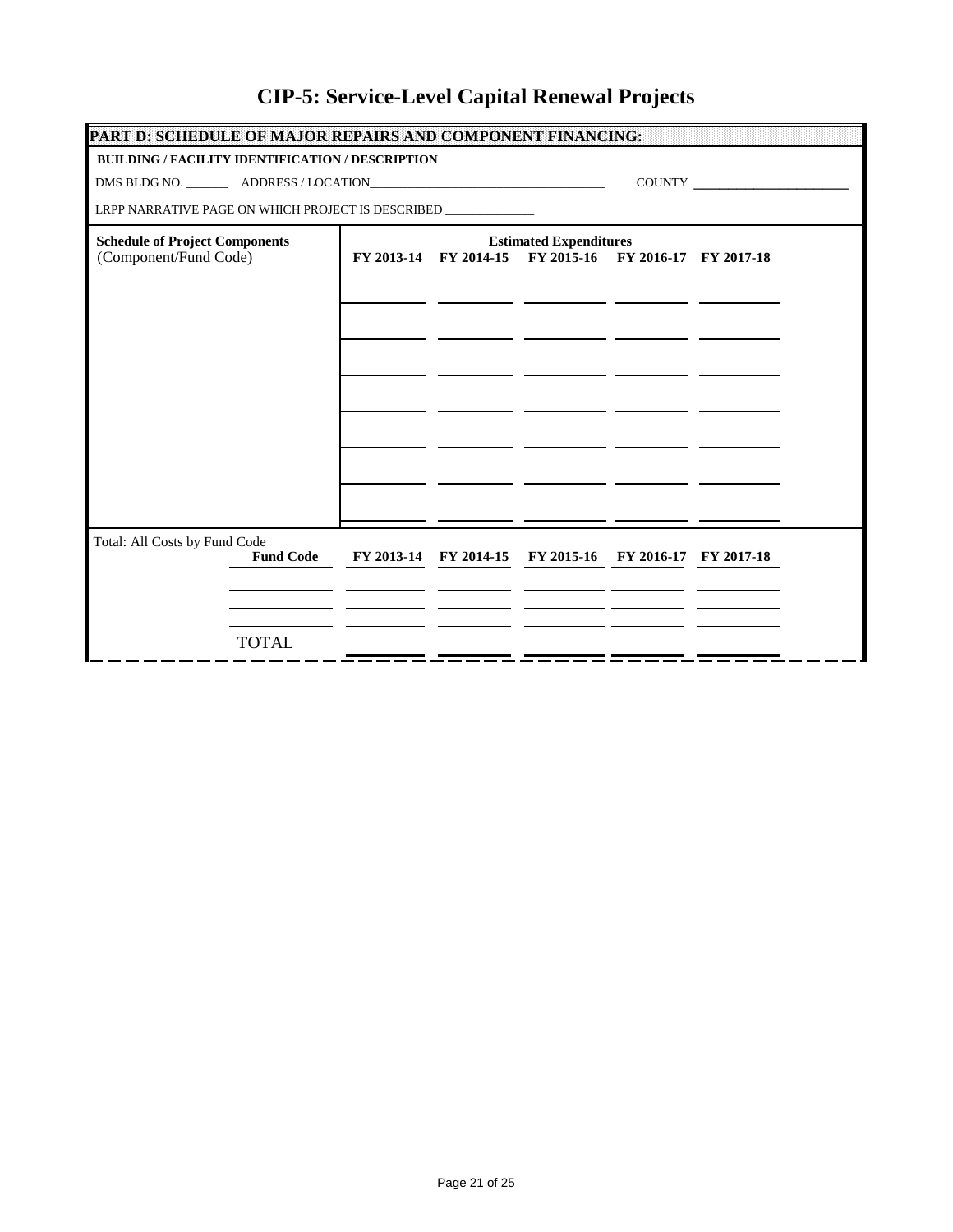# CIP-5: Service-Level Capital Renewal Projects

**PART D: SCHEDULE OF MAJOR REPAIRS AND COMPONENT FINANCING:**

**BUILDING / FACILITY IDENTIFICATION / DESCRIPTION**

DMS BLDG NO. _______ ADDRESS / LOCATION_______________________________________ COUNTY ________________________

LRPP NARRATIVE PAGE ON WHICH PROJECT IS DESCRIBED ______________

| **Schedule of Project Components** (Component/Fund Code) | **Estimated Expenditures** | | | | |
|---|---|---|---|---|---|
| | **FY 2013-14** | **FY 2014-15** | **FY 2015-16** | **FY 2016-17** | **FY 2017-18** |
| | | | | | |
| | | | | | |
| | | | | | |
| | | | | | |
| | | | | | |
| | | | | | |
| | | | | | |

Total: All Costs by Fund Code

| **Fund Code** | **FY 2013-14** | **FY 2014-15** | **FY 2015-16** | **FY 2016-17** | **FY 2017-18** |
|---|---|---|---|---|---|
| | | | | | |
| | | | | | |
| TOTAL | | | | | |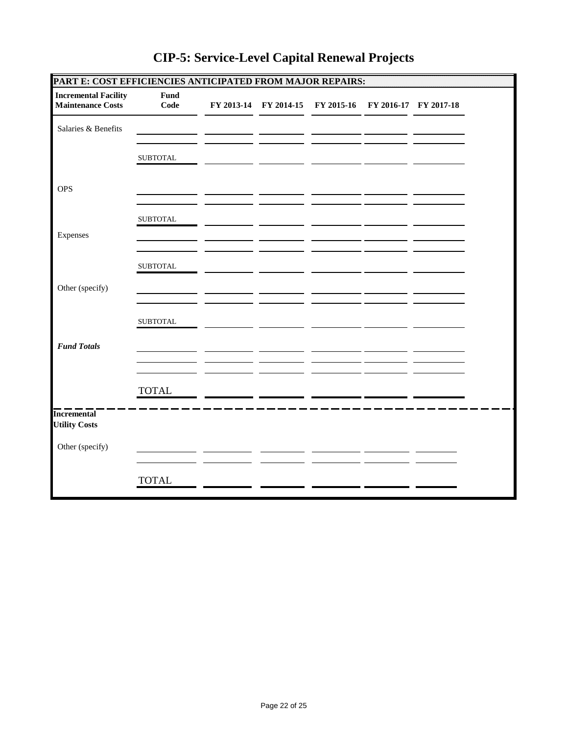# CIP-5: Service-Level Capital Renewal Projects

## PART E: COST EFFICIENCIES ANTICIPATED FROM MAJOR REPAIRS:

| Incremental Facility Maintenance Costs | Fund Code | FY 2013-14 | FY 2014-15 | FY 2015-16 | FY 2016-17 | FY 2017-18 |
|---|---|---|---|---|---|---|
| Salaries & Benefits | | | | | | |
| | | | | | | |
| | SUBTOTAL | | | | | |
| OPS | | | | | | |
| | | | | | | |
| | SUBTOTAL | | | | | |
| Expenses | | | | | | |
| | | | | | | |
| | SUBTOTAL | | | | | |
| Other (specify) | | | | | | |
| | | | | | | |
| | SUBTOTAL | | | | | |
| ***Fund Totals*** | | | | | | |
| | | | | | | |
| | | | | | | |
| | TOTAL | | | | | |

| **Incremental Utility Costs** | | | | | | |
|---|---|---|---|---|---|---|
| Other (specify) | | | | | | |
| | | | | | | |
| | TOTAL | | | | | |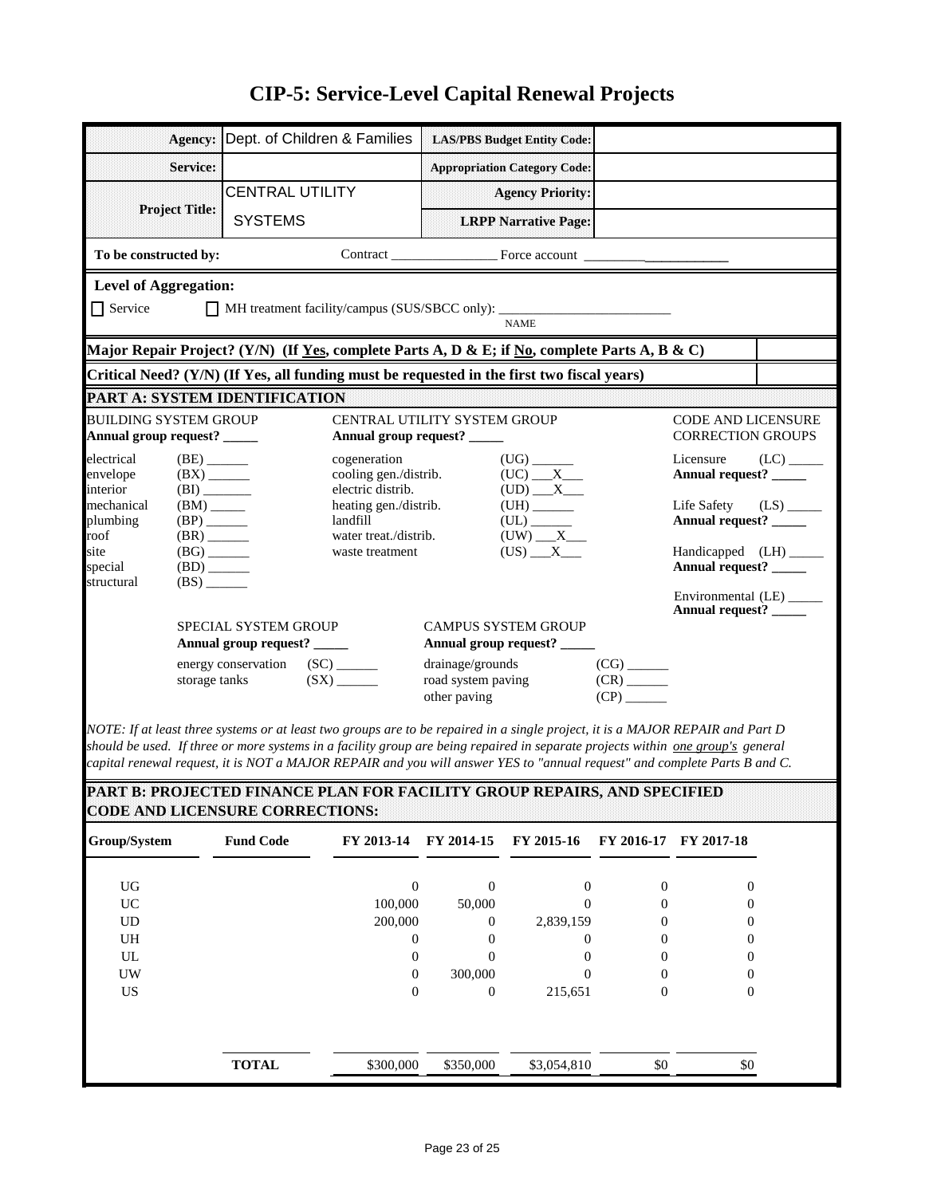# CIP-5: Service-Level Capital Renewal Projects

| | | | |
|---|---|---|---|
| **Agency:** | Dept. of Children & Families | **LAS/PBS Budget Entity Code:** | |
| **Service:** | | **Appropriation Category Code:** | |
| **Project Title:** | CENTRAL UTILITY SYSTEMS | **Agency Priority:** | |
| | | **LRPP Narrative Page:** | |

**To be constructed by:** Contract _______________ Force account ____________________

**Level of Aggregation:**

☐ Service ☐ MH treatment facility/campus (SUS/SBCC only): _________________________ NAME

**Major Repair Project? (Y/N) (If Yes, complete Parts A, D & E; if No, complete Parts A, B & C)**

**Critical Need? (Y/N) (If Yes, all funding must be requested in the first two fiscal years)**

## PART A: SYSTEM IDENTIFICATION

BUILDING SYSTEM GROUP
**Annual group request? _____**

- electrical (BE) ______
- envelope (BX) ______
- interior (BI) ______
- mechanical (BM) ______
- plumbing (BP) ______
- roof (BR) ______
- site (BG) ______
- special (BD) ______
- structural (BS) ______

CENTRAL UTILITY SYSTEM GROUP
**Annual group request? _____**

- cogeneration (UG) ______
- cooling gen./distrib. (UC) ___X___
- electric distrib. (UD) ___X___
- heating gen./distrib. (UH) ______
- landfill (UL) ______
- water treat./distrib. (UW) ___X___
- waste treatment (US) ___X___

CODE AND LICENSURE CORRECTION GROUPS

- Licensure (LC) _____
  **Annual request? _____**
- Life Safety (LS) _____
  **Annual request? _____**
- Handicapped (LH) _____
  **Annual request? _____**
- Environmental (LE) _____
  **Annual request? _____**

SPECIAL SYSTEM GROUP
**Annual group request? _____**

- energy conservation (SC) ______
- storage tanks (SX) ______

CAMPUS SYSTEM GROUP
**Annual group request? _____**

- drainage/grounds (CG) ______
- road system paving (CR) ______
- other paving (CP) ______

*NOTE: If at least three systems or at least two groups are to be repaired in a single project, it is a MAJOR REPAIR and Part D should be used. If three or more systems in a facility group are being repaired in separate projects within one group's general capital renewal request, it is NOT a MAJOR REPAIR and you will answer YES to "annual request" and complete Parts B and C.*

## PART B: PROJECTED FINANCE PLAN FOR FACILITY GROUP REPAIRS, AND SPECIFIED CODE AND LICENSURE CORRECTIONS:

| Group/System | Fund Code | FY 2013-14 | FY 2014-15 | FY 2015-16 | FY 2016-17 | FY 2017-18 |
|---|---|---|---|---|---|---|
| UG | | 0 | 0 | 0 | 0 | 0 |
| UC | | 100,000 | 50,000 | 0 | 0 | 0 |
| UD | | 200,000 | 0 | 2,839,159 | 0 | 0 |
| UH | | 0 | 0 | 0 | 0 | 0 |
| UL | | 0 | 0 | 0 | 0 | 0 |
| UW | | 0 | 300,000 | 0 | 0 | 0 |
| US | | 0 | 0 | 215,651 | 0 | 0 |
| | **TOTAL** | $300,000 | $350,000 | $3,054,810 | $0 | $0 |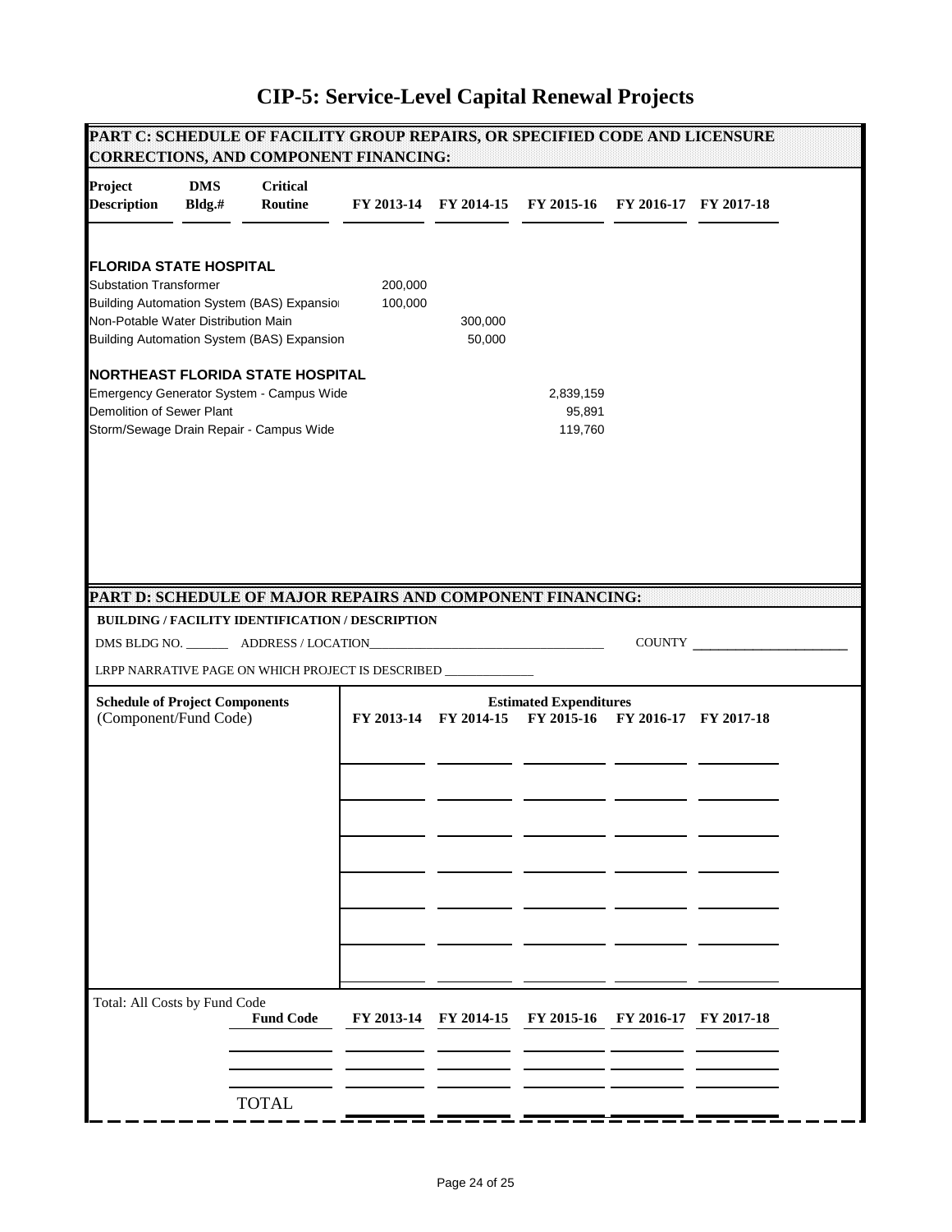# CIP-5: Service-Level Capital Renewal Projects

## PART C: SCHEDULE OF FACILITY GROUP REPAIRS, OR SPECIFIED CODE AND LICENSURE CORRECTIONS, AND COMPONENT FINANCING:

| Project Description | DMS Bldg.# | Critical Routine | FY 2013-14 | FY 2014-15 | FY 2015-16 | FY 2016-17 | FY 2017-18 |
|---|---|---|---|---|---|---|---|
| **FLORIDA STATE HOSPITAL** | | | | | | | |
| Substation Transformer | | | 200,000 | | | | |
| Building Automation System (BAS) Expansion | | | 100,000 | | | | |
| Non-Potable Water Distribution Main | | | | 300,000 | | | |
| Building Automation System (BAS) Expansion | | | | 50,000 | | | |
| **NORTHEAST FLORIDA STATE HOSPITAL** | | | | | | | |
| Emergency Generator System - Campus Wide | | | | | 2,839,159 | | |
| Demolition of Sewer Plant | | | | | 95,891 | | |
| Storm/Sewage Drain Repair - Campus Wide | | | | | 119,760 | | |

## PART D: SCHEDULE OF MAJOR REPAIRS AND COMPONENT FINANCING:

**BUILDING / FACILITY IDENTIFICATION / DESCRIPTION**

DMS BLDG NO. _______ ADDRESS / LOCATION_____________________________________ COUNTY ______________________

LRPP NARRATIVE PAGE ON WHICH PROJECT IS DESCRIBED ______________

| Schedule of Project Components (Component/Fund Code) | Estimated Expenditures FY 2013-14 | FY 2014-15 | FY 2015-16 | FY 2016-17 | FY 2017-18 |
|---|---|---|---|---|---|
| | | | | | |
| | | | | | |
| | | | | | |
| | | | | | |
| | | | | | |
| | | | | | |

Total: All Costs by Fund Code

| Fund Code | FY 2013-14 | FY 2014-15 | FY 2015-16 | FY 2016-17 | FY 2017-18 |
|---|---|---|---|---|---|
| | | | | | |
| | | | | | |
| TOTAL | | | | | |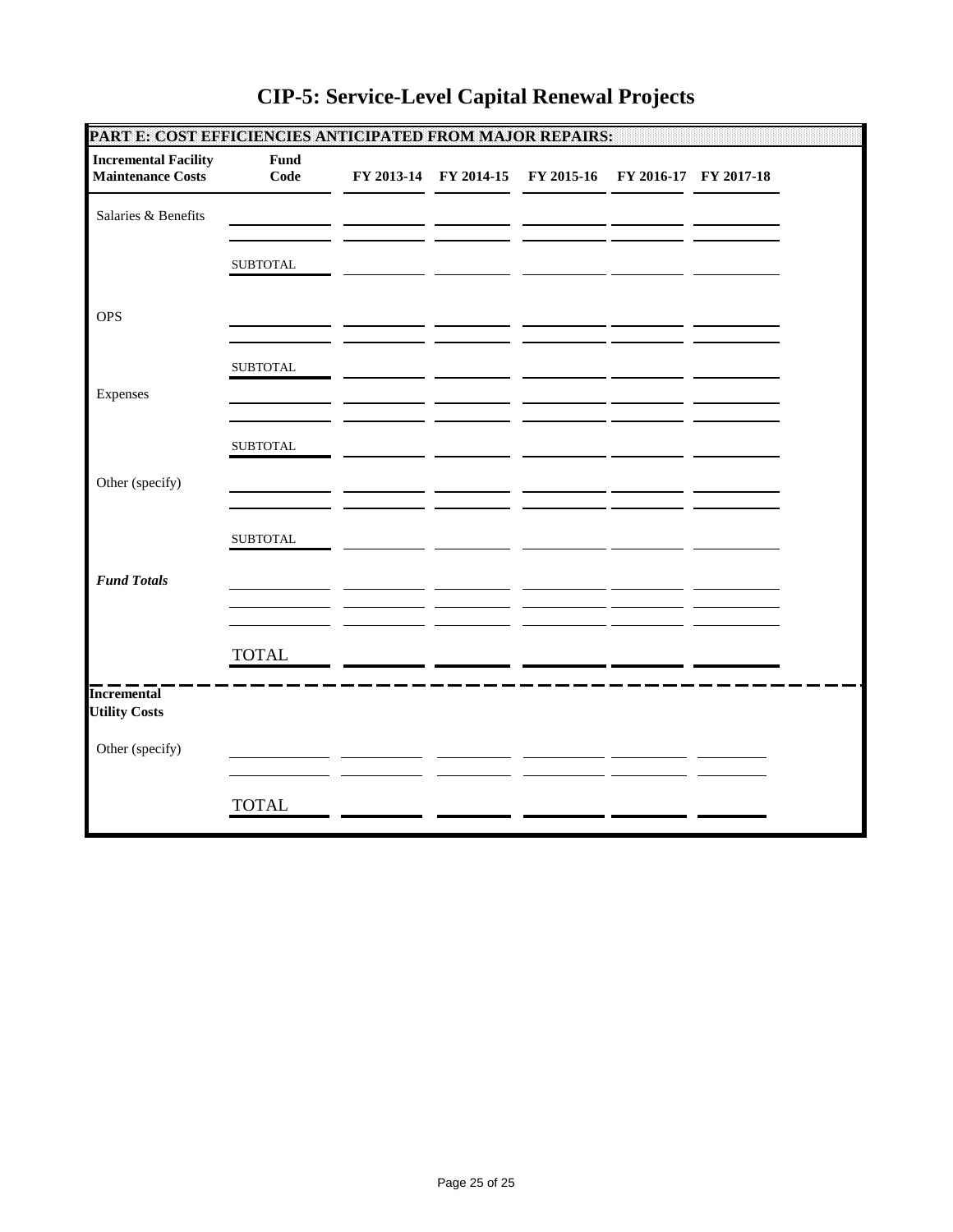# CIP-5: Service-Level Capital Renewal Projects

## PART E: COST EFFICIENCIES ANTICIPATED FROM MAJOR REPAIRS:

| Incremental Facility Maintenance Costs | Fund Code | FY 2013-14 | FY 2014-15 | FY 2015-16 | FY 2016-17 | FY 2017-18 |
|---|---|---|---|---|---|---|
| Salaries & Benefits | | | | | | |
| | | | | | | |
| | SUBTOTAL | | | | | |
| OPS | | | | | | |
| | | | | | | |
| | SUBTOTAL | | | | | |
| Expenses | | | | | | |
| | | | | | | |
| | SUBTOTAL | | | | | |
| Other (specify) | | | | | | |
| | | | | | | |
| | SUBTOTAL | | | | | |
| ***Fund Totals*** | | | | | | |
| | | | | | | |
| | | | | | | |
| | TOTAL | | | | | |

| Incremental Utility Costs | | | | | | |
|---|---|---|---|---|---|---|
| Other (specify) | | | | | | |
| | | | | | | |
| | TOTAL | | | | | |